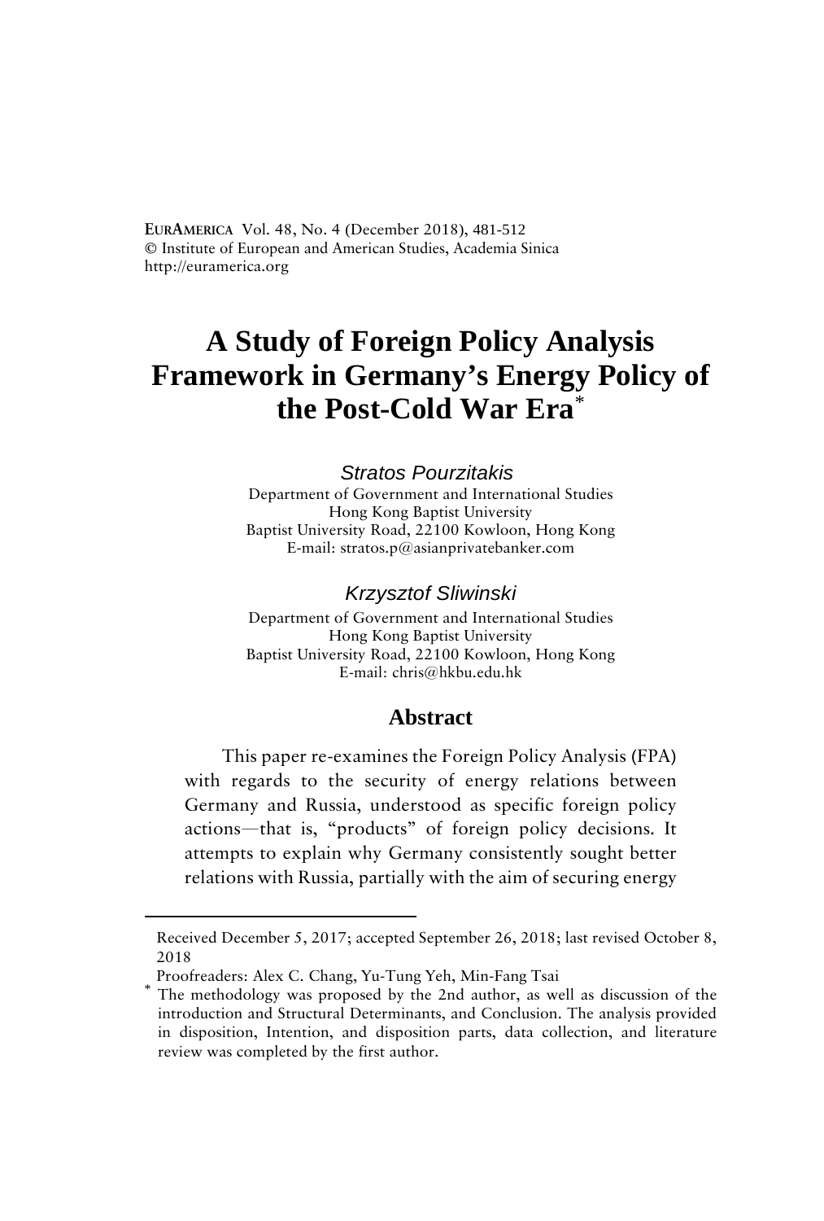**EURAMERICA** Vol. 48, No. 4 (December 2018), 481-512
© Institute of European and American Studies, Academia Sinica
http://euramerica.org

# A Study of Foreign Policy Analysis Framework in Germany's Energy Policy of the Post-Cold War Era*

*Stratos Pourzitakis*
Department of Government and International Studies
Hong Kong Baptist University
Baptist University Road, 22100 Kowloon, Hong Kong
E-mail: stratos.p@asianprivatebanker.com

*Krzysztof Sliwinski*
Department of Government and International Studies
Hong Kong Baptist University
Baptist University Road, 22100 Kowloon, Hong Kong
E-mail: chris@hkbu.edu.hk

## Abstract

This paper re-examines the Foreign Policy Analysis (FPA) with regards to the security of energy relations between Germany and Russia, understood as specific foreign policy actions—that is, "products" of foreign policy decisions. It attempts to explain why Germany consistently sought better relations with Russia, partially with the aim of securing energy

---

Received December 5, 2017; accepted September 26, 2018; last revised October 8, 2018

Proofreaders: Alex C. Chang, Yu-Tung Yeh, Min-Fang Tsai

* The methodology was proposed by the 2nd author, as well as discussion of the introduction and Structural Determinants, and Conclusion. The analysis provided in disposition, Intention, and disposition parts, data collection, and literature review was completed by the first author.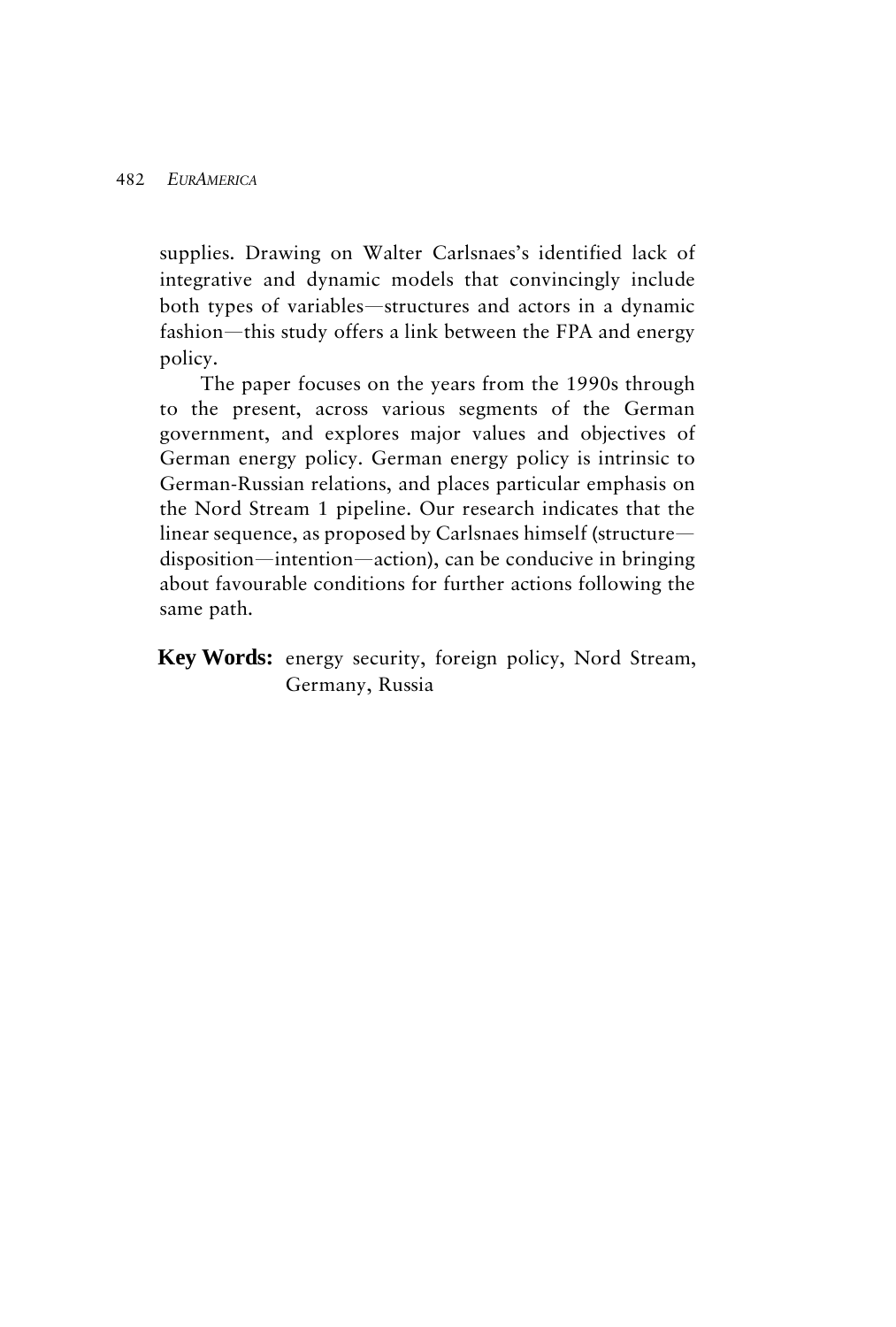supplies. Drawing on Walter Carlsnaes's identified lack of integrative and dynamic models that convincingly include both types of variables—structures and actors in a dynamic fashion—this study offers a link between the FPA and energy policy.

The paper focuses on the years from the 1990s through to the present, across various segments of the German government, and explores major values and objectives of German energy policy. German energy policy is intrinsic to German-Russian relations, and places particular emphasis on the Nord Stream 1 pipeline. Our research indicates that the linear sequence, as proposed by Carlsnaes himself (structure—disposition—intention—action), can be conducive in bringing about favourable conditions for further actions following the same path.

**Key Words:** energy security, foreign policy, Nord Stream, Germany, Russia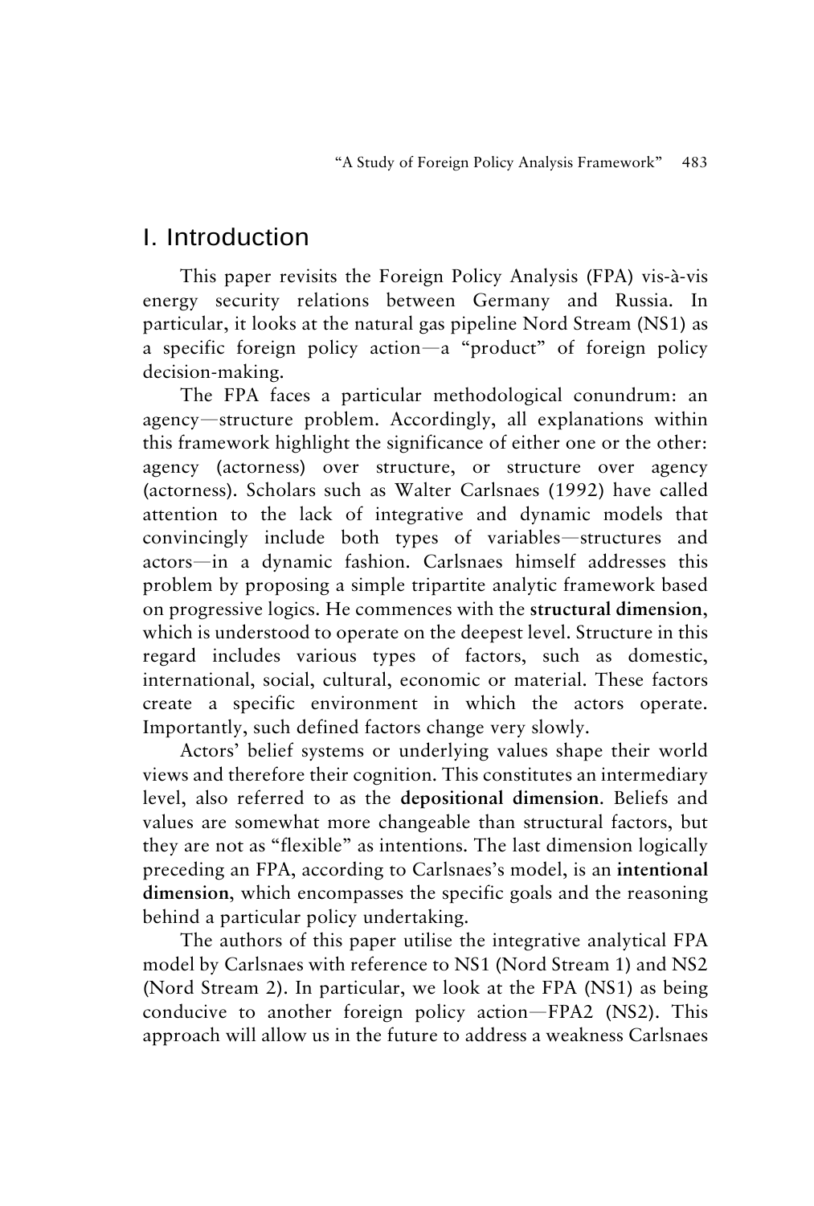# I. Introduction

This paper revisits the Foreign Policy Analysis (FPA) vis-à-vis energy security relations between Germany and Russia. In particular, it looks at the natural gas pipeline Nord Stream (NS1) as a specific foreign policy action—a "product" of foreign policy decision-making.

The FPA faces a particular methodological conundrum: an agency—structure problem. Accordingly, all explanations within this framework highlight the significance of either one or the other: agency (actorness) over structure, or structure over agency (actorness). Scholars such as Walter Carlsnaes (1992) have called attention to the lack of integrative and dynamic models that convincingly include both types of variables—structures and actors—in a dynamic fashion. Carlsnaes himself addresses this problem by proposing a simple tripartite analytic framework based on progressive logics. He commences with the **structural dimension**, which is understood to operate on the deepest level. Structure in this regard includes various types of factors, such as domestic, international, social, cultural, economic or material. These factors create a specific environment in which the actors operate. Importantly, such defined factors change very slowly.

Actors' belief systems or underlying values shape their world views and therefore their cognition. This constitutes an intermediary level, also referred to as the **depositional dimension**. Beliefs and values are somewhat more changeable than structural factors, but they are not as "flexible" as intentions. The last dimension logically preceding an FPA, according to Carlsnaes's model, is an **intentional dimension**, which encompasses the specific goals and the reasoning behind a particular policy undertaking.

The authors of this paper utilise the integrative analytical FPA model by Carlsnaes with reference to NS1 (Nord Stream 1) and NS2 (Nord Stream 2). In particular, we look at the FPA (NS1) as being conducive to another foreign policy action—FPA2 (NS2). This approach will allow us in the future to address a weakness Carlsnaes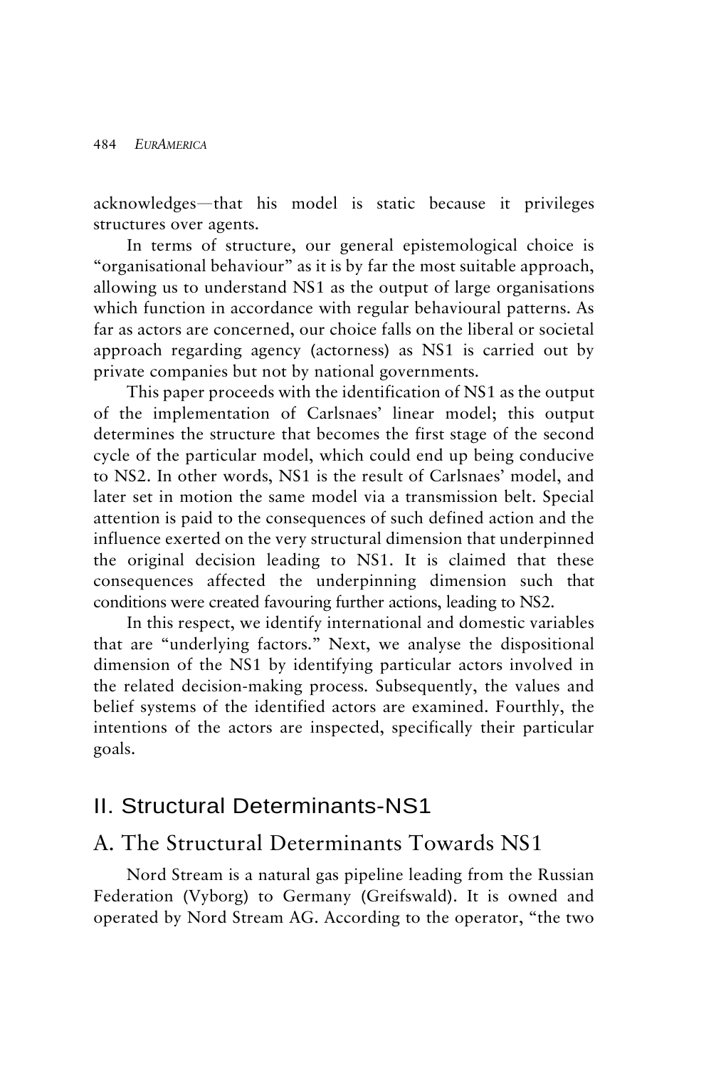acknowledges—that his model is static because it privileges structures over agents.

In terms of structure, our general epistemological choice is "organisational behaviour" as it is by far the most suitable approach, allowing us to understand NS1 as the output of large organisations which function in accordance with regular behavioural patterns. As far as actors are concerned, our choice falls on the liberal or societal approach regarding agency (actorness) as NS1 is carried out by private companies but not by national governments.

This paper proceeds with the identification of NS1 as the output of the implementation of Carlsnaes' linear model; this output determines the structure that becomes the first stage of the second cycle of the particular model, which could end up being conducive to NS2. In other words, NS1 is the result of Carlsnaes' model, and later set in motion the same model via a transmission belt. Special attention is paid to the consequences of such defined action and the influence exerted on the very structural dimension that underpinned the original decision leading to NS1. It is claimed that these consequences affected the underpinning dimension such that conditions were created favouring further actions, leading to NS2.

In this respect, we identify international and domestic variables that are "underlying factors." Next, we analyse the dispositional dimension of the NS1 by identifying particular actors involved in the related decision-making process. Subsequently, the values and belief systems of the identified actors are examined. Fourthly, the intentions of the actors are inspected, specifically their particular goals.

## II. Structural Determinants-NS1

### A. The Structural Determinants Towards NS1

Nord Stream is a natural gas pipeline leading from the Russian Federation (Vyborg) to Germany (Greifswald). It is owned and operated by Nord Stream AG. According to the operator, "the two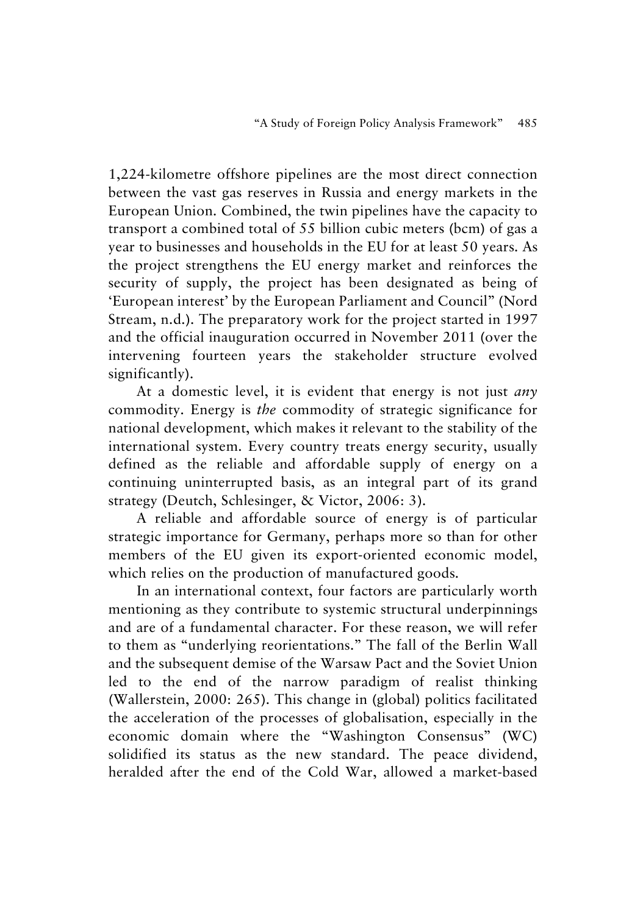1,224-kilometre offshore pipelines are the most direct connection between the vast gas reserves in Russia and energy markets in the European Union. Combined, the twin pipelines have the capacity to transport a combined total of 55 billion cubic meters (bcm) of gas a year to businesses and households in the EU for at least 50 years. As the project strengthens the EU energy market and reinforces the security of supply, the project has been designated as being of 'European interest' by the European Parliament and Council" (Nord Stream, n.d.). The preparatory work for the project started in 1997 and the official inauguration occurred in November 2011 (over the intervening fourteen years the stakeholder structure evolved significantly).

At a domestic level, it is evident that energy is not just *any* commodity. Energy is *the* commodity of strategic significance for national development, which makes it relevant to the stability of the international system. Every country treats energy security, usually defined as the reliable and affordable supply of energy on a continuing uninterrupted basis, as an integral part of its grand strategy (Deutch, Schlesinger, & Victor, 2006: 3).

A reliable and affordable source of energy is of particular strategic importance for Germany, perhaps more so than for other members of the EU given its export-oriented economic model, which relies on the production of manufactured goods.

In an international context, four factors are particularly worth mentioning as they contribute to systemic structural underpinnings and are of a fundamental character. For these reason, we will refer to them as "underlying reorientations." The fall of the Berlin Wall and the subsequent demise of the Warsaw Pact and the Soviet Union led to the end of the narrow paradigm of realist thinking (Wallerstein, 2000: 265). This change in (global) politics facilitated the acceleration of the processes of globalisation, especially in the economic domain where the "Washington Consensus" (WC) solidified its status as the new standard. The peace dividend, heralded after the end of the Cold War, allowed a market-based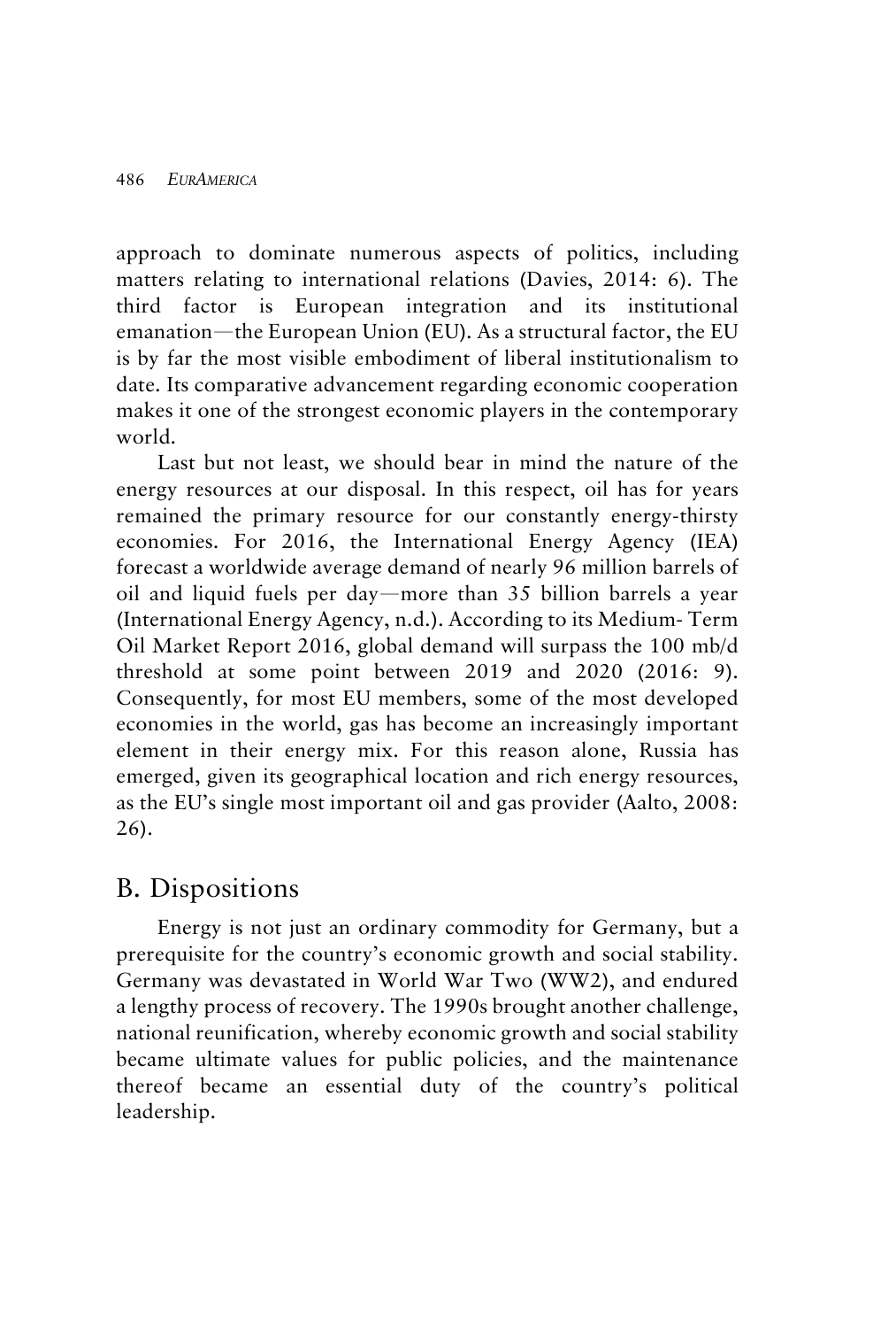approach to dominate numerous aspects of politics, including matters relating to international relations (Davies, 2014: 6). The third factor is European integration and its institutional emanation—the European Union (EU). As a structural factor, the EU is by far the most visible embodiment of liberal institutionalism to date. Its comparative advancement regarding economic cooperation makes it one of the strongest economic players in the contemporary world.

Last but not least, we should bear in mind the nature of the energy resources at our disposal. In this respect, oil has for years remained the primary resource for our constantly energy-thirsty economies. For 2016, the International Energy Agency (IEA) forecast a worldwide average demand of nearly 96 million barrels of oil and liquid fuels per day—more than 35 billion barrels a year (International Energy Agency, n.d.). According to its Medium- Term Oil Market Report 2016, global demand will surpass the 100 mb/d threshold at some point between 2019 and 2020 (2016: 9). Consequently, for most EU members, some of the most developed economies in the world, gas has become an increasingly important element in their energy mix. For this reason alone, Russia has emerged, given its geographical location and rich energy resources, as the EU's single most important oil and gas provider (Aalto, 2008: 26).

## B. Dispositions

Energy is not just an ordinary commodity for Germany, but a prerequisite for the country's economic growth and social stability. Germany was devastated in World War Two (WW2), and endured a lengthy process of recovery. The 1990s brought another challenge, national reunification, whereby economic growth and social stability became ultimate values for public policies, and the maintenance thereof became an essential duty of the country's political leadership.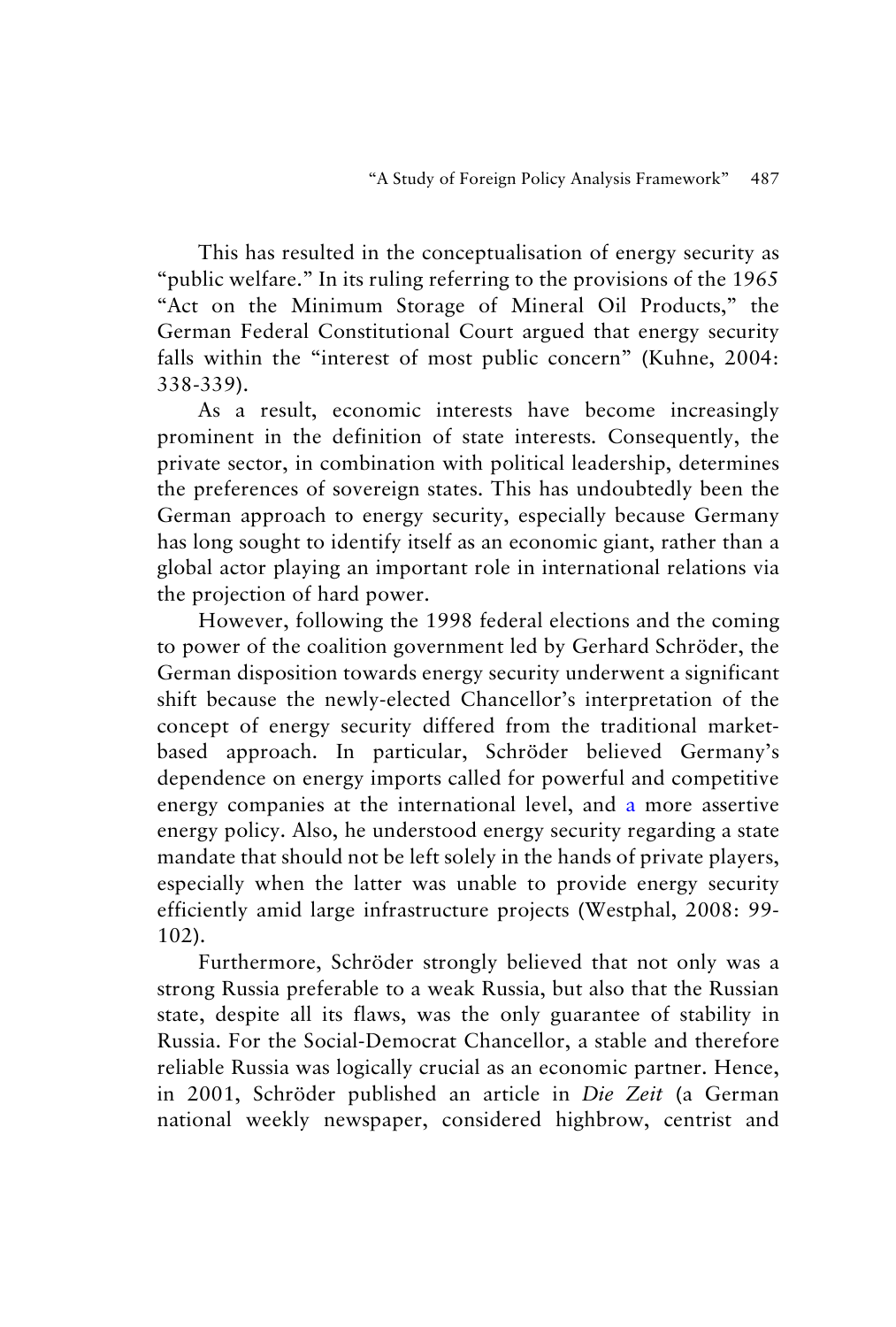This has resulted in the conceptualisation of energy security as "public welfare." In its ruling referring to the provisions of the 1965 "Act on the Minimum Storage of Mineral Oil Products," the German Federal Constitutional Court argued that energy security falls within the "interest of most public concern" (Kuhne, 2004: 338-339).

As a result, economic interests have become increasingly prominent in the definition of state interests. Consequently, the private sector, in combination with political leadership, determines the preferences of sovereign states. This has undoubtedly been the German approach to energy security, especially because Germany has long sought to identify itself as an economic giant, rather than a global actor playing an important role in international relations via the projection of hard power.

However, following the 1998 federal elections and the coming to power of the coalition government led by Gerhard Schröder, the German disposition towards energy security underwent a significant shift because the newly-elected Chancellor's interpretation of the concept of energy security differed from the traditional market-based approach. In particular, Schröder believed Germany's dependence on energy imports called for powerful and competitive energy companies at the international level, and a more assertive energy policy. Also, he understood energy security regarding a state mandate that should not be left solely in the hands of private players, especially when the latter was unable to provide energy security efficiently amid large infrastructure projects (Westphal, 2008: 99-102).

Furthermore, Schröder strongly believed that not only was a strong Russia preferable to a weak Russia, but also that the Russian state, despite all its flaws, was the only guarantee of stability in Russia. For the Social-Democrat Chancellor, a stable and therefore reliable Russia was logically crucial as an economic partner. Hence, in 2001, Schröder published an article in *Die Zeit* (a German national weekly newspaper, considered highbrow, centrist and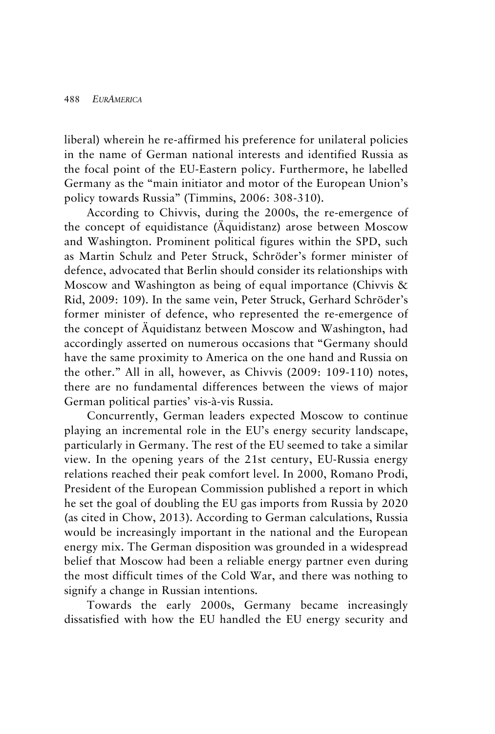liberal) wherein he re-affirmed his preference for unilateral policies in the name of German national interests and identified Russia as the focal point of the EU-Eastern policy. Furthermore, he labelled Germany as the "main initiator and motor of the European Union's policy towards Russia" (Timmins, 2006: 308-310).

According to Chivvis, during the 2000s, the re-emergence of the concept of equidistance (Äquidistanz) arose between Moscow and Washington. Prominent political figures within the SPD, such as Martin Schulz and Peter Struck, Schröder's former minister of defence, advocated that Berlin should consider its relationships with Moscow and Washington as being of equal importance (Chivvis & Rid, 2009: 109). In the same vein, Peter Struck, Gerhard Schröder's former minister of defence, who represented the re-emergence of the concept of Äquidistanz between Moscow and Washington, had accordingly asserted on numerous occasions that "Germany should have the same proximity to America on the one hand and Russia on the other." All in all, however, as Chivvis (2009: 109-110) notes, there are no fundamental differences between the views of major German political parties' vis-à-vis Russia.

Concurrently, German leaders expected Moscow to continue playing an incremental role in the EU's energy security landscape, particularly in Germany. The rest of the EU seemed to take a similar view. In the opening years of the 21st century, EU-Russia energy relations reached their peak comfort level. In 2000, Romano Prodi, President of the European Commission published a report in which he set the goal of doubling the EU gas imports from Russia by 2020 (as cited in Chow, 2013). According to German calculations, Russia would be increasingly important in the national and the European energy mix. The German disposition was grounded in a widespread belief that Moscow had been a reliable energy partner even during the most difficult times of the Cold War, and there was nothing to signify a change in Russian intentions.

Towards the early 2000s, Germany became increasingly dissatisfied with how the EU handled the EU energy security and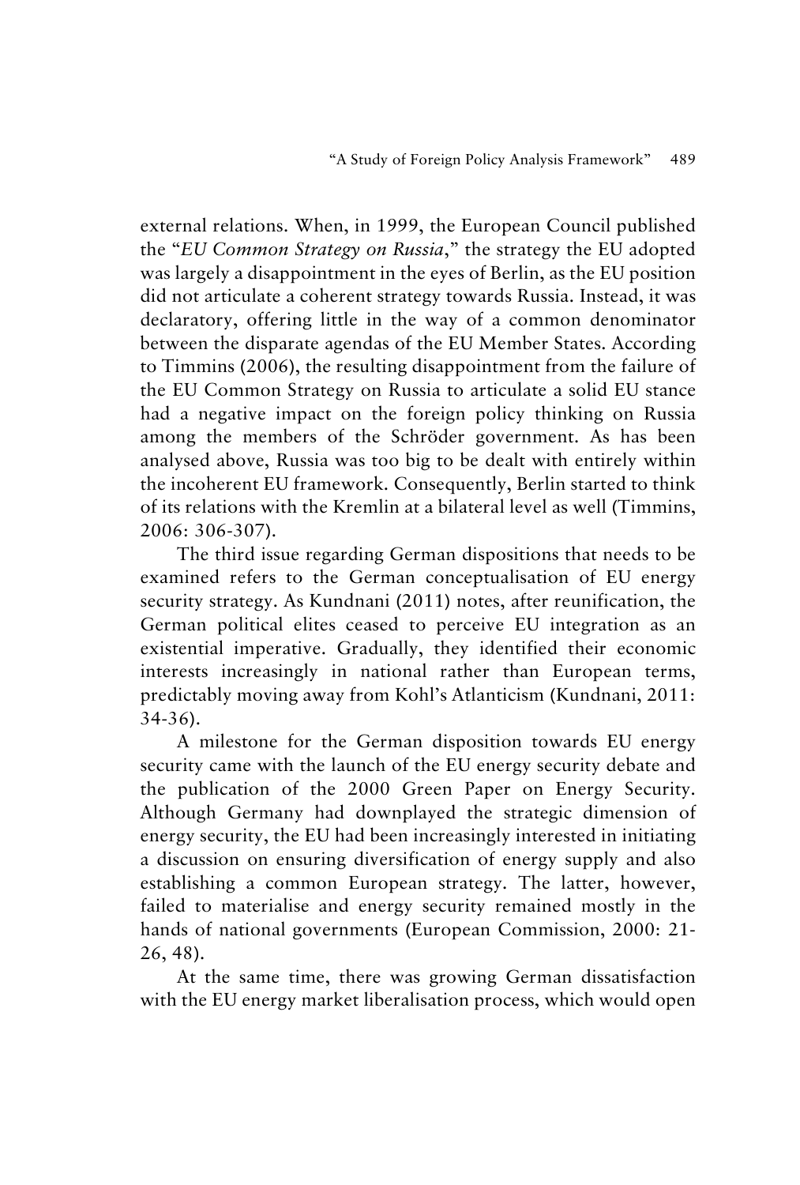external relations. When, in 1999, the European Council published the "*EU Common Strategy on Russia*," the strategy the EU adopted was largely a disappointment in the eyes of Berlin, as the EU position did not articulate a coherent strategy towards Russia. Instead, it was declaratory, offering little in the way of a common denominator between the disparate agendas of the EU Member States. According to Timmins (2006), the resulting disappointment from the failure of the EU Common Strategy on Russia to articulate a solid EU stance had a negative impact on the foreign policy thinking on Russia among the members of the Schröder government. As has been analysed above, Russia was too big to be dealt with entirely within the incoherent EU framework. Consequently, Berlin started to think of its relations with the Kremlin at a bilateral level as well (Timmins, 2006: 306-307).

The third issue regarding German dispositions that needs to be examined refers to the German conceptualisation of EU energy security strategy. As Kundnani (2011) notes, after reunification, the German political elites ceased to perceive EU integration as an existential imperative. Gradually, they identified their economic interests increasingly in national rather than European terms, predictably moving away from Kohl's Atlanticism (Kundnani, 2011: 34-36).

A milestone for the German disposition towards EU energy security came with the launch of the EU energy security debate and the publication of the 2000 Green Paper on Energy Security. Although Germany had downplayed the strategic dimension of energy security, the EU had been increasingly interested in initiating a discussion on ensuring diversification of energy supply and also establishing a common European strategy. The latter, however, failed to materialise and energy security remained mostly in the hands of national governments (European Commission, 2000: 21-26, 48).

At the same time, there was growing German dissatisfaction with the EU energy market liberalisation process, which would open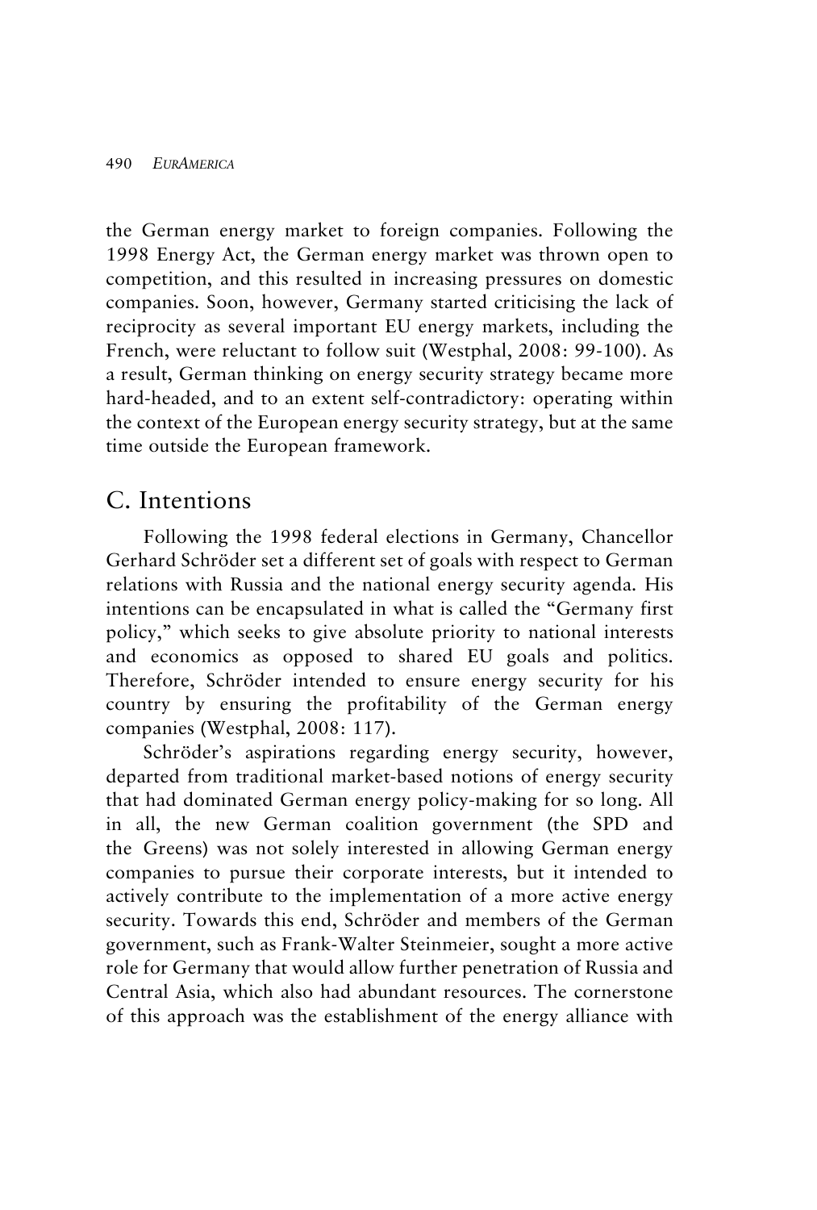the German energy market to foreign companies. Following the 1998 Energy Act, the German energy market was thrown open to competition, and this resulted in increasing pressures on domestic companies. Soon, however, Germany started criticising the lack of reciprocity as several important EU energy markets, including the French, were reluctant to follow suit (Westphal, 2008: 99-100). As a result, German thinking on energy security strategy became more hard-headed, and to an extent self-contradictory: operating within the context of the European energy security strategy, but at the same time outside the European framework.

## C. Intentions

Following the 1998 federal elections in Germany, Chancellor Gerhard Schröder set a different set of goals with respect to German relations with Russia and the national energy security agenda. His intentions can be encapsulated in what is called the "Germany first policy," which seeks to give absolute priority to national interests and economics as opposed to shared EU goals and politics. Therefore, Schröder intended to ensure energy security for his country by ensuring the profitability of the German energy companies (Westphal, 2008: 117).

Schröder's aspirations regarding energy security, however, departed from traditional market-based notions of energy security that had dominated German energy policy-making for so long. All in all, the new German coalition government (the SPD and the Greens) was not solely interested in allowing German energy companies to pursue their corporate interests, but it intended to actively contribute to the implementation of a more active energy security. Towards this end, Schröder and members of the German government, such as Frank-Walter Steinmeier, sought a more active role for Germany that would allow further penetration of Russia and Central Asia, which also had abundant resources. The cornerstone of this approach was the establishment of the energy alliance with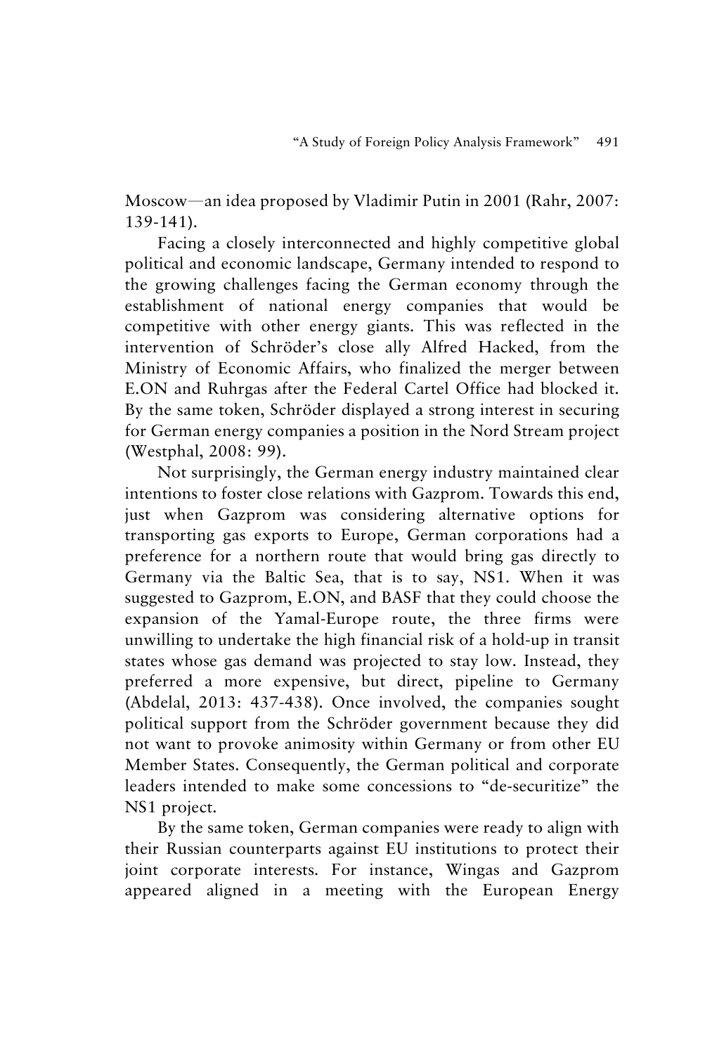Moscow—an idea proposed by Vladimir Putin in 2001 (Rahr, 2007: 139-141).

Facing a closely interconnected and highly competitive global political and economic landscape, Germany intended to respond to the growing challenges facing the German economy through the establishment of national energy companies that would be competitive with other energy giants. This was reflected in the intervention of Schröder's close ally Alfred Hacked, from the Ministry of Economic Affairs, who finalized the merger between E.ON and Ruhrgas after the Federal Cartel Office had blocked it. By the same token, Schröder displayed a strong interest in securing for German energy companies a position in the Nord Stream project (Westphal, 2008: 99).

Not surprisingly, the German energy industry maintained clear intentions to foster close relations with Gazprom. Towards this end, just when Gazprom was considering alternative options for transporting gas exports to Europe, German corporations had a preference for a northern route that would bring gas directly to Germany via the Baltic Sea, that is to say, NS1. When it was suggested to Gazprom, E.ON, and BASF that they could choose the expansion of the Yamal-Europe route, the three firms were unwilling to undertake the high financial risk of a hold-up in transit states whose gas demand was projected to stay low. Instead, they preferred a more expensive, but direct, pipeline to Germany (Abdelal, 2013: 437-438). Once involved, the companies sought political support from the Schröder government because they did not want to provoke animosity within Germany or from other EU Member States. Consequently, the German political and corporate leaders intended to make some concessions to "de-securitize" the NS1 project.

By the same token, German companies were ready to align with their Russian counterparts against EU institutions to protect their joint corporate interests. For instance, Wingas and Gazprom appeared aligned in a meeting with the European Energy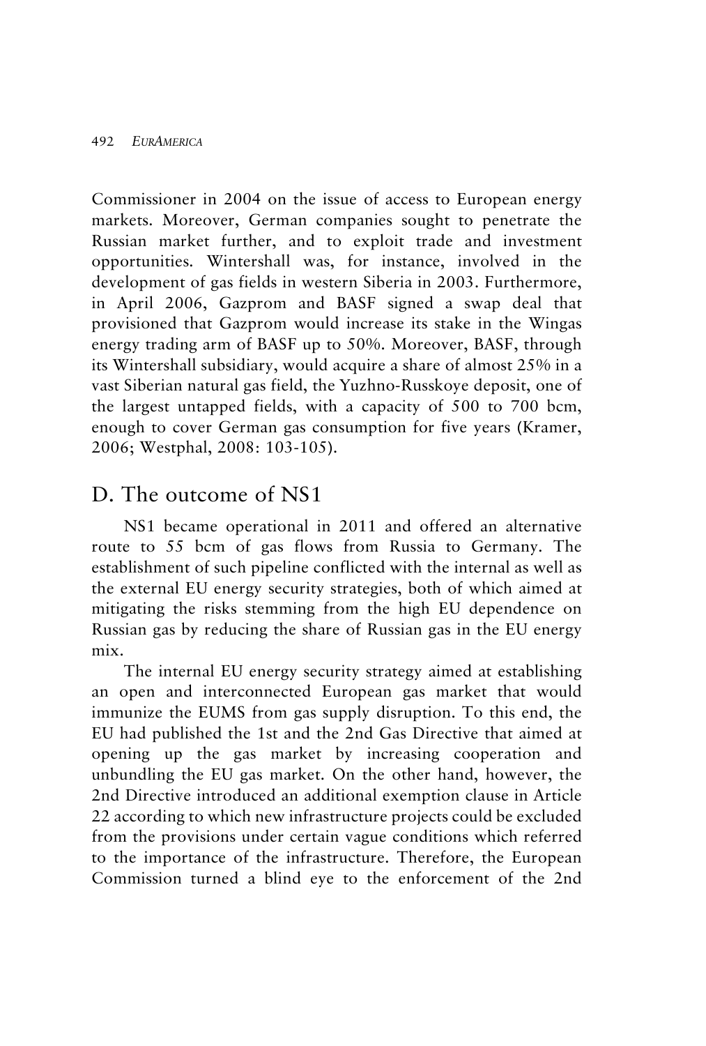Commissioner in 2004 on the issue of access to European energy markets. Moreover, German companies sought to penetrate the Russian market further, and to exploit trade and investment opportunities. Wintershall was, for instance, involved in the development of gas fields in western Siberia in 2003. Furthermore, in April 2006, Gazprom and BASF signed a swap deal that provisioned that Gazprom would increase its stake in the Wingas energy trading arm of BASF up to 50%. Moreover, BASF, through its Wintershall subsidiary, would acquire a share of almost 25% in a vast Siberian natural gas field, the Yuzhno-Russkoye deposit, one of the largest untapped fields, with a capacity of 500 to 700 bcm, enough to cover German gas consumption for five years (Kramer, 2006; Westphal, 2008: 103-105).

## D. The outcome of NS1

NS1 became operational in 2011 and offered an alternative route to 55 bcm of gas flows from Russia to Germany. The establishment of such pipeline conflicted with the internal as well as the external EU energy security strategies, both of which aimed at mitigating the risks stemming from the high EU dependence on Russian gas by reducing the share of Russian gas in the EU energy mix.

The internal EU energy security strategy aimed at establishing an open and interconnected European gas market that would immunize the EUMS from gas supply disruption. To this end, the EU had published the 1st and the 2nd Gas Directive that aimed at opening up the gas market by increasing cooperation and unbundling the EU gas market. On the other hand, however, the 2nd Directive introduced an additional exemption clause in Article 22 according to which new infrastructure projects could be excluded from the provisions under certain vague conditions which referred to the importance of the infrastructure. Therefore, the European Commission turned a blind eye to the enforcement of the 2nd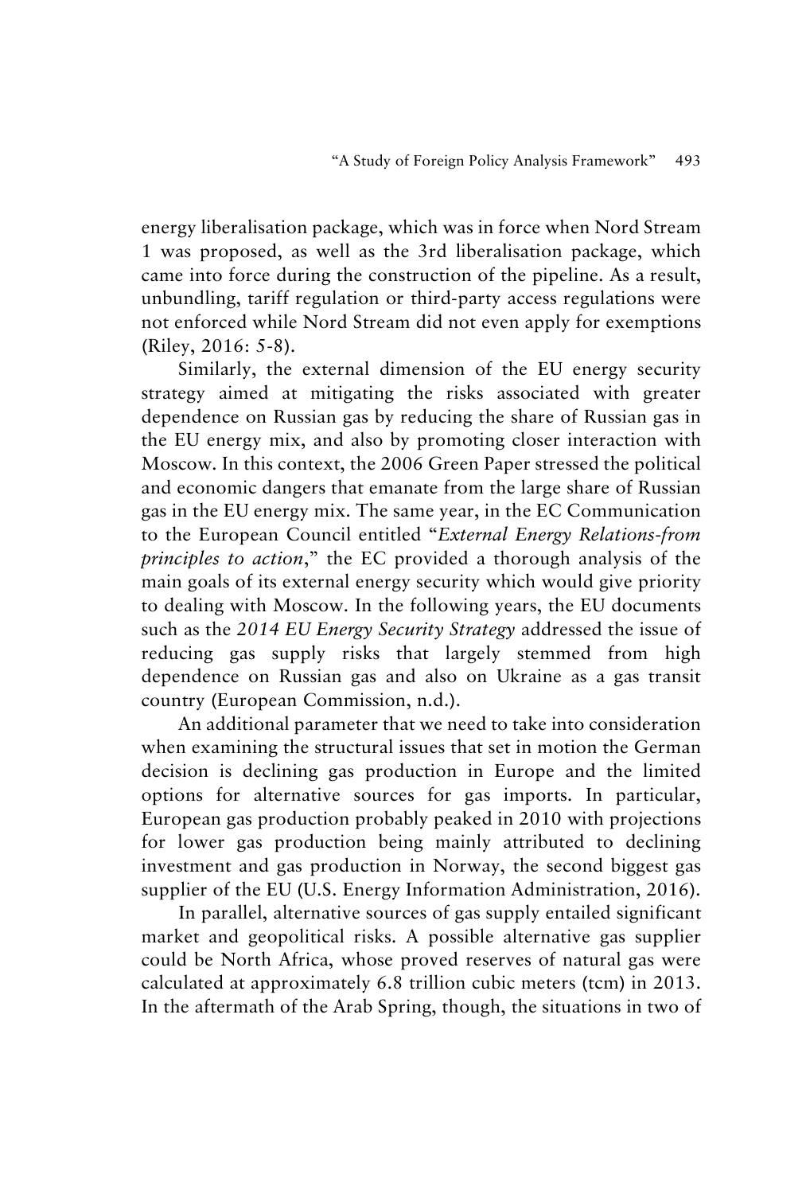energy liberalisation package, which was in force when Nord Stream 1 was proposed, as well as the 3rd liberalisation package, which came into force during the construction of the pipeline. As a result, unbundling, tariff regulation or third-party access regulations were not enforced while Nord Stream did not even apply for exemptions (Riley, 2016: 5-8).

Similarly, the external dimension of the EU energy security strategy aimed at mitigating the risks associated with greater dependence on Russian gas by reducing the share of Russian gas in the EU energy mix, and also by promoting closer interaction with Moscow. In this context, the 2006 Green Paper stressed the political and economic dangers that emanate from the large share of Russian gas in the EU energy mix. The same year, in the EC Communication to the European Council entitled "*External Energy Relations-from principles to action*," the EC provided a thorough analysis of the main goals of its external energy security which would give priority to dealing with Moscow. In the following years, the EU documents such as the *2014 EU Energy Security Strategy* addressed the issue of reducing gas supply risks that largely stemmed from high dependence on Russian gas and also on Ukraine as a gas transit country (European Commission, n.d.).

An additional parameter that we need to take into consideration when examining the structural issues that set in motion the German decision is declining gas production in Europe and the limited options for alternative sources for gas imports. In particular, European gas production probably peaked in 2010 with projections for lower gas production being mainly attributed to declining investment and gas production in Norway, the second biggest gas supplier of the EU (U.S. Energy Information Administration, 2016).

In parallel, alternative sources of gas supply entailed significant market and geopolitical risks. A possible alternative gas supplier could be North Africa, whose proved reserves of natural gas were calculated at approximately 6.8 trillion cubic meters (tcm) in 2013. In the aftermath of the Arab Spring, though, the situations in two of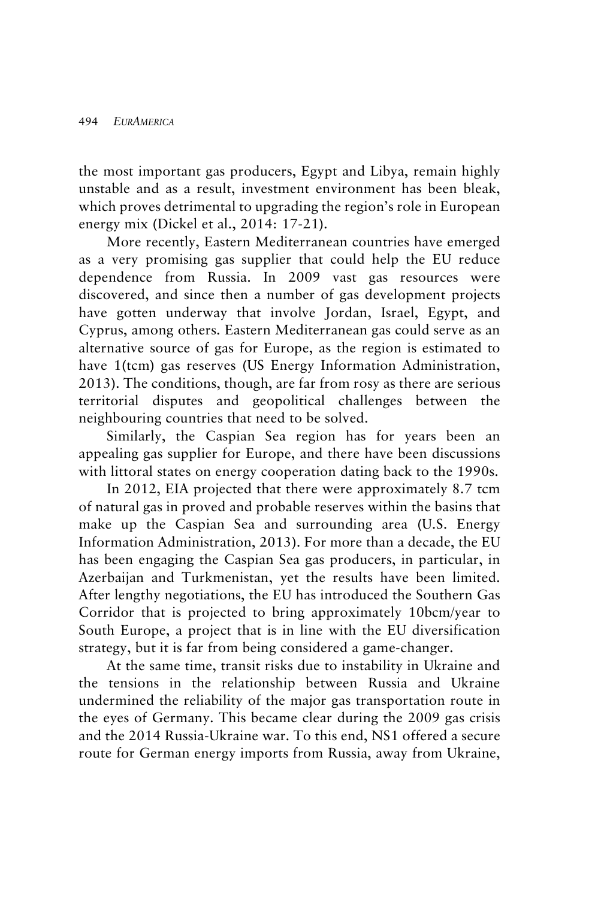the most important gas producers, Egypt and Libya, remain highly unstable and as a result, investment environment has been bleak, which proves detrimental to upgrading the region's role in European energy mix (Dickel et al., 2014: 17-21).

More recently, Eastern Mediterranean countries have emerged as a very promising gas supplier that could help the EU reduce dependence from Russia. In 2009 vast gas resources were discovered, and since then a number of gas development projects have gotten underway that involve Jordan, Israel, Egypt, and Cyprus, among others. Eastern Mediterranean gas could serve as an alternative source of gas for Europe, as the region is estimated to have 1(tcm) gas reserves (US Energy Information Administration, 2013). The conditions, though, are far from rosy as there are serious territorial disputes and geopolitical challenges between the neighbouring countries that need to be solved.

Similarly, the Caspian Sea region has for years been an appealing gas supplier for Europe, and there have been discussions with littoral states on energy cooperation dating back to the 1990s.

In 2012, EIA projected that there were approximately 8.7 tcm of natural gas in proved and probable reserves within the basins that make up the Caspian Sea and surrounding area (U.S. Energy Information Administration, 2013). For more than a decade, the EU has been engaging the Caspian Sea gas producers, in particular, in Azerbaijan and Turkmenistan, yet the results have been limited. After lengthy negotiations, the EU has introduced the Southern Gas Corridor that is projected to bring approximately 10bcm/year to South Europe, a project that is in line with the EU diversification strategy, but it is far from being considered a game-changer.

At the same time, transit risks due to instability in Ukraine and the tensions in the relationship between Russia and Ukraine undermined the reliability of the major gas transportation route in the eyes of Germany. This became clear during the 2009 gas crisis and the 2014 Russia-Ukraine war. To this end, NS1 offered a secure route for German energy imports from Russia, away from Ukraine,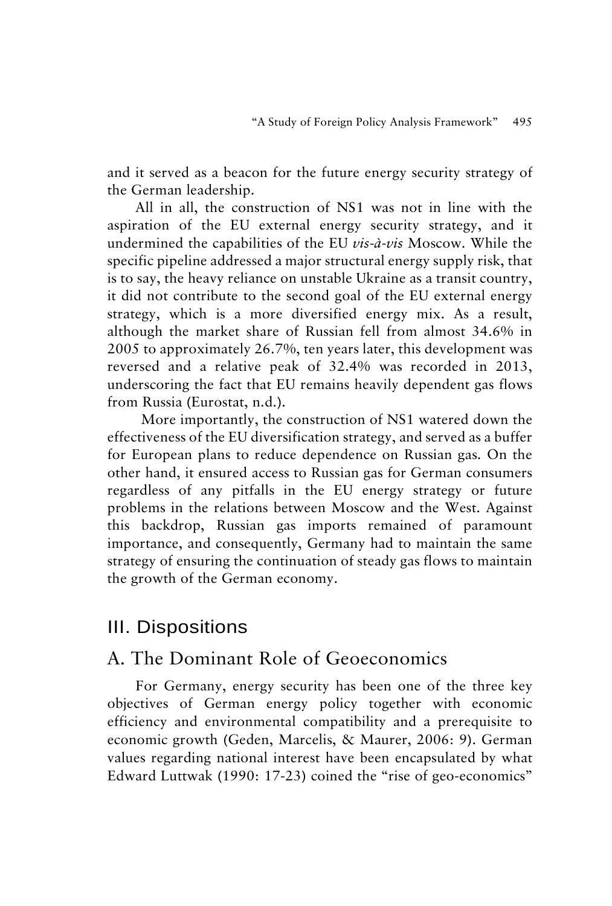and it served as a beacon for the future energy security strategy of the German leadership.

All in all, the construction of NS1 was not in line with the aspiration of the EU external energy security strategy, and it undermined the capabilities of the EU *vis-à-vis* Moscow. While the specific pipeline addressed a major structural energy supply risk, that is to say, the heavy reliance on unstable Ukraine as a transit country, it did not contribute to the second goal of the EU external energy strategy, which is a more diversified energy mix. As a result, although the market share of Russian fell from almost 34.6% in 2005 to approximately 26.7%, ten years later, this development was reversed and a relative peak of 32.4% was recorded in 2013, underscoring the fact that EU remains heavily dependent gas flows from Russia (Eurostat, n.d.).

More importantly, the construction of NS1 watered down the effectiveness of the EU diversification strategy, and served as a buffer for European plans to reduce dependence on Russian gas. On the other hand, it ensured access to Russian gas for German consumers regardless of any pitfalls in the EU energy strategy or future problems in the relations between Moscow and the West. Against this backdrop, Russian gas imports remained of paramount importance, and consequently, Germany had to maintain the same strategy of ensuring the continuation of steady gas flows to maintain the growth of the German economy.

## III. Dispositions

### A. The Dominant Role of Geoeconomics

For Germany, energy security has been one of the three key objectives of German energy policy together with economic efficiency and environmental compatibility and a prerequisite to economic growth (Geden, Marcelis, & Maurer, 2006: 9). German values regarding national interest have been encapsulated by what Edward Luttwak (1990: 17-23) coined the "rise of geo-economics"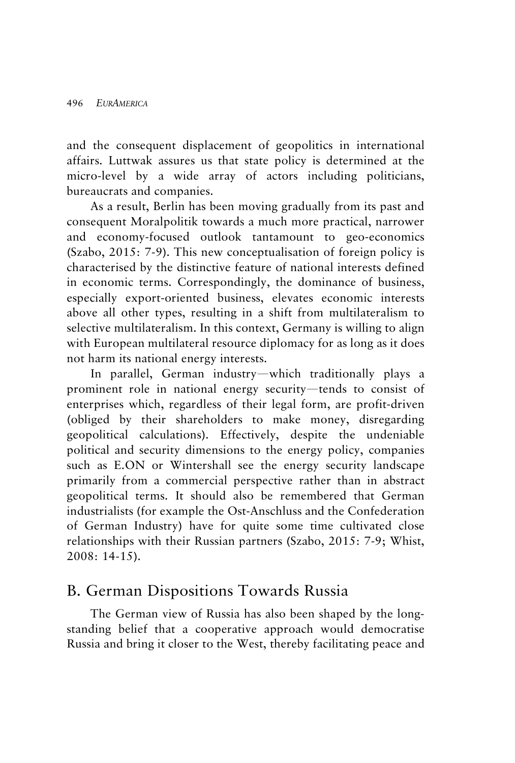and the consequent displacement of geopolitics in international affairs. Luttwak assures us that state policy is determined at the micro-level by a wide array of actors including politicians, bureaucrats and companies.

As a result, Berlin has been moving gradually from its past and consequent Moralpolitik towards a much more practical, narrower and economy-focused outlook tantamount to geo-economics (Szabo, 2015: 7-9). This new conceptualisation of foreign policy is characterised by the distinctive feature of national interests defined in economic terms. Correspondingly, the dominance of business, especially export-oriented business, elevates economic interests above all other types, resulting in a shift from multilateralism to selective multilateralism. In this context, Germany is willing to align with European multilateral resource diplomacy for as long as it does not harm its national energy interests.

In parallel, German industry—which traditionally plays a prominent role in national energy security—tends to consist of enterprises which, regardless of their legal form, are profit-driven (obliged by their shareholders to make money, disregarding geopolitical calculations). Effectively, despite the undeniable political and security dimensions to the energy policy, companies such as E.ON or Wintershall see the energy security landscape primarily from a commercial perspective rather than in abstract geopolitical terms. It should also be remembered that German industrialists (for example the Ost-Anschluss and the Confederation of German Industry) have for quite some time cultivated close relationships with their Russian partners (Szabo, 2015: 7-9; Whist, 2008: 14-15).

## B. German Dispositions Towards Russia

The German view of Russia has also been shaped by the long-standing belief that a cooperative approach would democratise Russia and bring it closer to the West, thereby facilitating peace and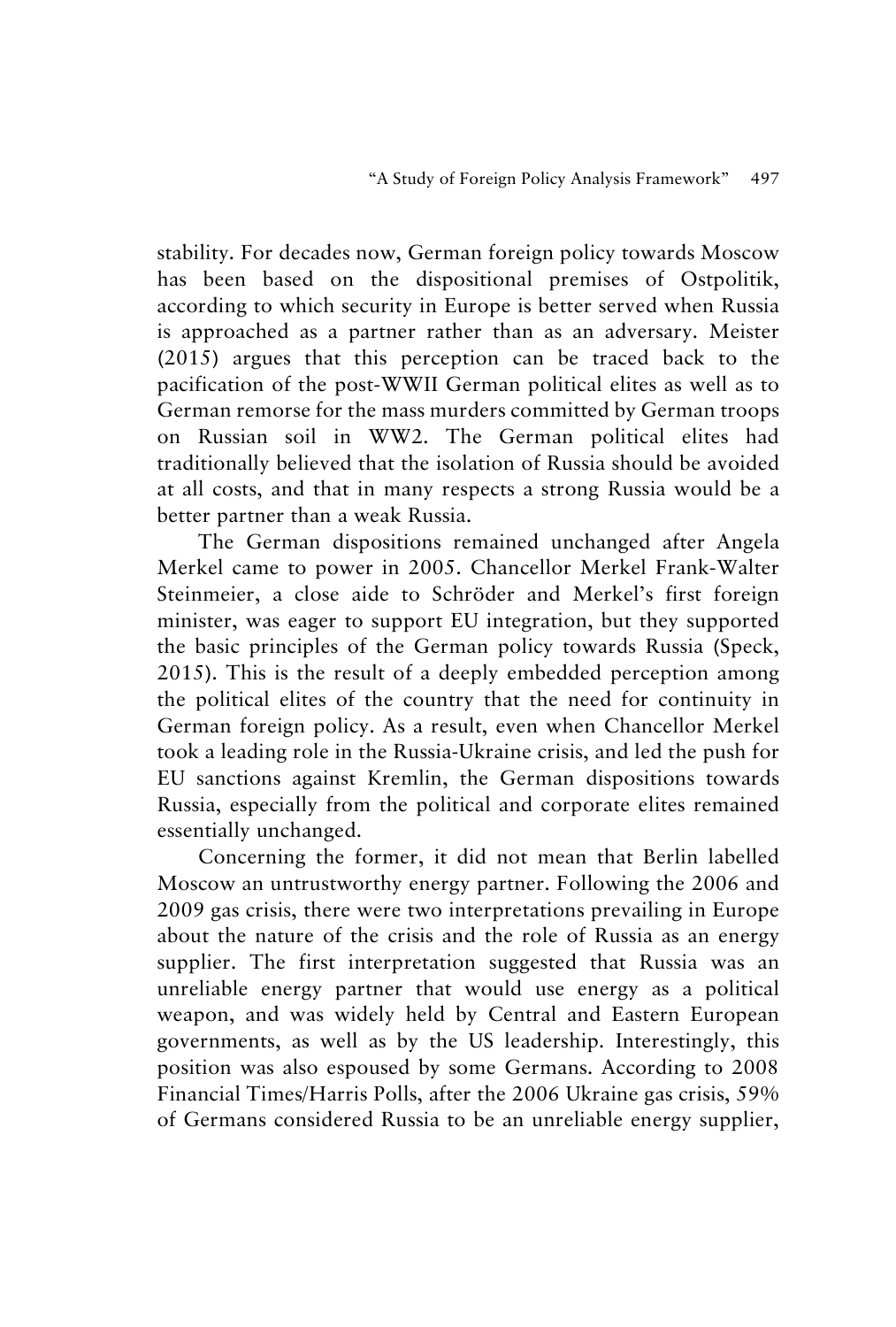stability. For decades now, German foreign policy towards Moscow has been based on the dispositional premises of Ostpolitik, according to which security in Europe is better served when Russia is approached as a partner rather than as an adversary. Meister (2015) argues that this perception can be traced back to the pacification of the post-WWII German political elites as well as to German remorse for the mass murders committed by German troops on Russian soil in WW2. The German political elites had traditionally believed that the isolation of Russia should be avoided at all costs, and that in many respects a strong Russia would be a better partner than a weak Russia.

The German dispositions remained unchanged after Angela Merkel came to power in 2005. Chancellor Merkel Frank-Walter Steinmeier, a close aide to Schröder and Merkel's first foreign minister, was eager to support EU integration, but they supported the basic principles of the German policy towards Russia (Speck, 2015). This is the result of a deeply embedded perception among the political elites of the country that the need for continuity in German foreign policy. As a result, even when Chancellor Merkel took a leading role in the Russia-Ukraine crisis, and led the push for EU sanctions against Kremlin, the German dispositions towards Russia, especially from the political and corporate elites remained essentially unchanged.

Concerning the former, it did not mean that Berlin labelled Moscow an untrustworthy energy partner. Following the 2006 and 2009 gas crisis, there were two interpretations prevailing in Europe about the nature of the crisis and the role of Russia as an energy supplier. The first interpretation suggested that Russia was an unreliable energy partner that would use energy as a political weapon, and was widely held by Central and Eastern European governments, as well as by the US leadership. Interestingly, this position was also espoused by some Germans. According to 2008 Financial Times/Harris Polls, after the 2006 Ukraine gas crisis, 59% of Germans considered Russia to be an unreliable energy supplier,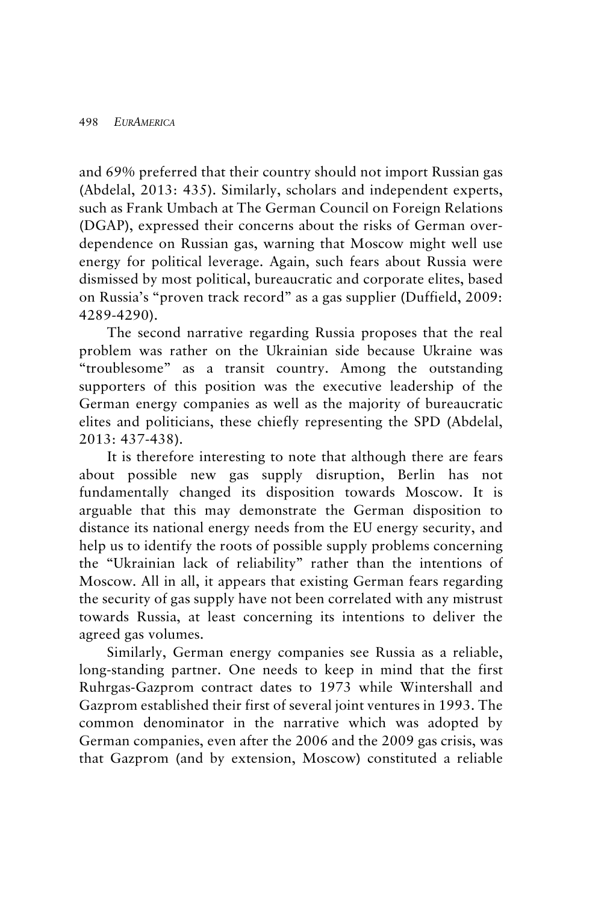and 69% preferred that their country should not import Russian gas (Abdelal, 2013: 435). Similarly, scholars and independent experts, such as Frank Umbach at The German Council on Foreign Relations (DGAP), expressed their concerns about the risks of German over-dependence on Russian gas, warning that Moscow might well use energy for political leverage. Again, such fears about Russia were dismissed by most political, bureaucratic and corporate elites, based on Russia's "proven track record" as a gas supplier (Duffield, 2009: 4289-4290).

The second narrative regarding Russia proposes that the real problem was rather on the Ukrainian side because Ukraine was "troublesome" as a transit country. Among the outstanding supporters of this position was the executive leadership of the German energy companies as well as the majority of bureaucratic elites and politicians, these chiefly representing the SPD (Abdelal, 2013: 437-438).

It is therefore interesting to note that although there are fears about possible new gas supply disruption, Berlin has not fundamentally changed its disposition towards Moscow. It is arguable that this may demonstrate the German disposition to distance its national energy needs from the EU energy security, and help us to identify the roots of possible supply problems concerning the "Ukrainian lack of reliability" rather than the intentions of Moscow. All in all, it appears that existing German fears regarding the security of gas supply have not been correlated with any mistrust towards Russia, at least concerning its intentions to deliver the agreed gas volumes.

Similarly, German energy companies see Russia as a reliable, long-standing partner. One needs to keep in mind that the first Ruhrgas-Gazprom contract dates to 1973 while Wintershall and Gazprom established their first of several joint ventures in 1993. The common denominator in the narrative which was adopted by German companies, even after the 2006 and the 2009 gas crisis, was that Gazprom (and by extension, Moscow) constituted a reliable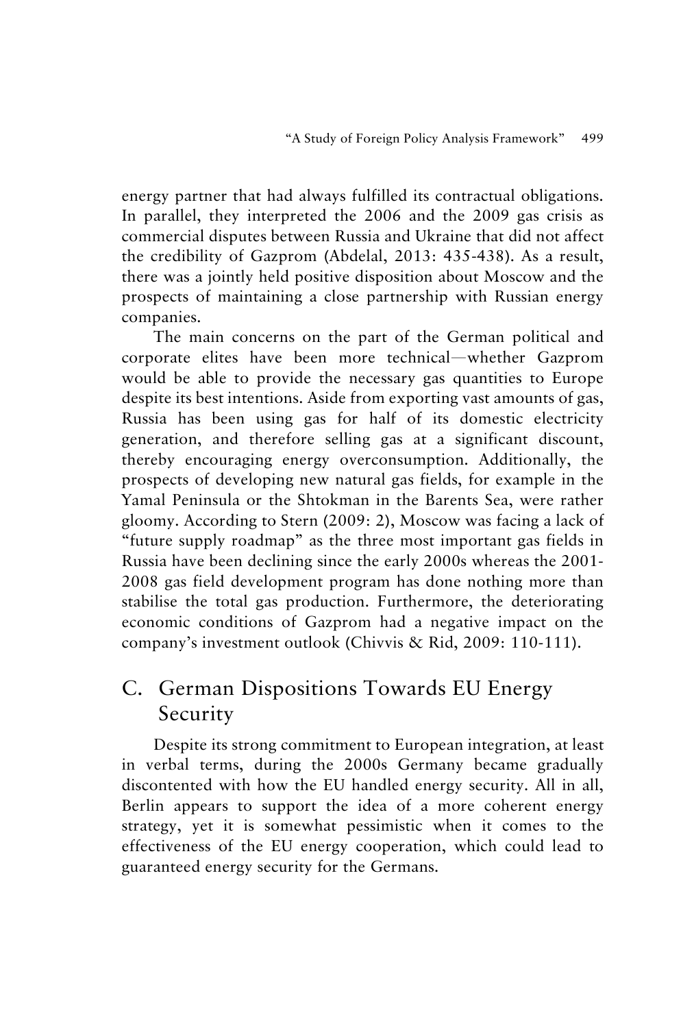energy partner that had always fulfilled its contractual obligations. In parallel, they interpreted the 2006 and the 2009 gas crisis as commercial disputes between Russia and Ukraine that did not affect the credibility of Gazprom (Abdelal, 2013: 435-438). As a result, there was a jointly held positive disposition about Moscow and the prospects of maintaining a close partnership with Russian energy companies.

The main concerns on the part of the German political and corporate elites have been more technical—whether Gazprom would be able to provide the necessary gas quantities to Europe despite its best intentions. Aside from exporting vast amounts of gas, Russia has been using gas for half of its domestic electricity generation, and therefore selling gas at a significant discount, thereby encouraging energy overconsumption. Additionally, the prospects of developing new natural gas fields, for example in the Yamal Peninsula or the Shtokman in the Barents Sea, were rather gloomy. According to Stern (2009: 2), Moscow was facing a lack of "future supply roadmap" as the three most important gas fields in Russia have been declining since the early 2000s whereas the 2001-2008 gas field development program has done nothing more than stabilise the total gas production. Furthermore, the deteriorating economic conditions of Gazprom had a negative impact on the company's investment outlook (Chivvis & Rid, 2009: 110-111).

## C. German Dispositions Towards EU Energy Security

Despite its strong commitment to European integration, at least in verbal terms, during the 2000s Germany became gradually discontented with how the EU handled energy security. All in all, Berlin appears to support the idea of a more coherent energy strategy, yet it is somewhat pessimistic when it comes to the effectiveness of the EU energy cooperation, which could lead to guaranteed energy security for the Germans.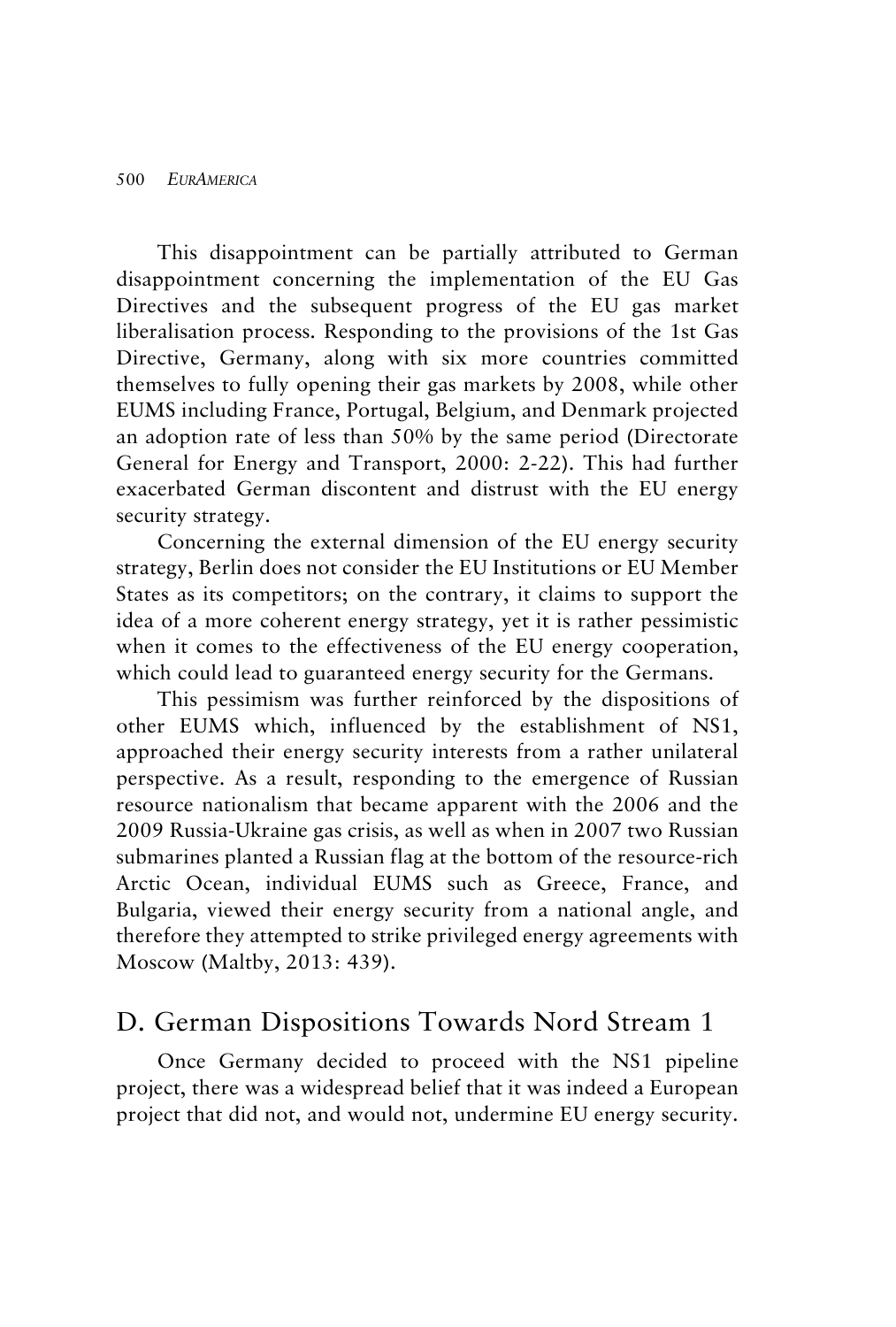This disappointment can be partially attributed to German disappointment concerning the implementation of the EU Gas Directives and the subsequent progress of the EU gas market liberalisation process. Responding to the provisions of the 1st Gas Directive, Germany, along with six more countries committed themselves to fully opening their gas markets by 2008, while other EUMS including France, Portugal, Belgium, and Denmark projected an adoption rate of less than 50% by the same period (Directorate General for Energy and Transport, 2000: 2-22). This had further exacerbated German discontent and distrust with the EU energy security strategy.

Concerning the external dimension of the EU energy security strategy, Berlin does not consider the EU Institutions or EU Member States as its competitors; on the contrary, it claims to support the idea of a more coherent energy strategy, yet it is rather pessimistic when it comes to the effectiveness of the EU energy cooperation, which could lead to guaranteed energy security for the Germans.

This pessimism was further reinforced by the dispositions of other EUMS which, influenced by the establishment of NS1, approached their energy security interests from a rather unilateral perspective. As a result, responding to the emergence of Russian resource nationalism that became apparent with the 2006 and the 2009 Russia-Ukraine gas crisis, as well as when in 2007 two Russian submarines planted a Russian flag at the bottom of the resource-rich Arctic Ocean, individual EUMS such as Greece, France, and Bulgaria, viewed their energy security from a national angle, and therefore they attempted to strike privileged energy agreements with Moscow (Maltby, 2013: 439).

## D. German Dispositions Towards Nord Stream 1

Once Germany decided to proceed with the NS1 pipeline project, there was a widespread belief that it was indeed a European project that did not, and would not, undermine EU energy security.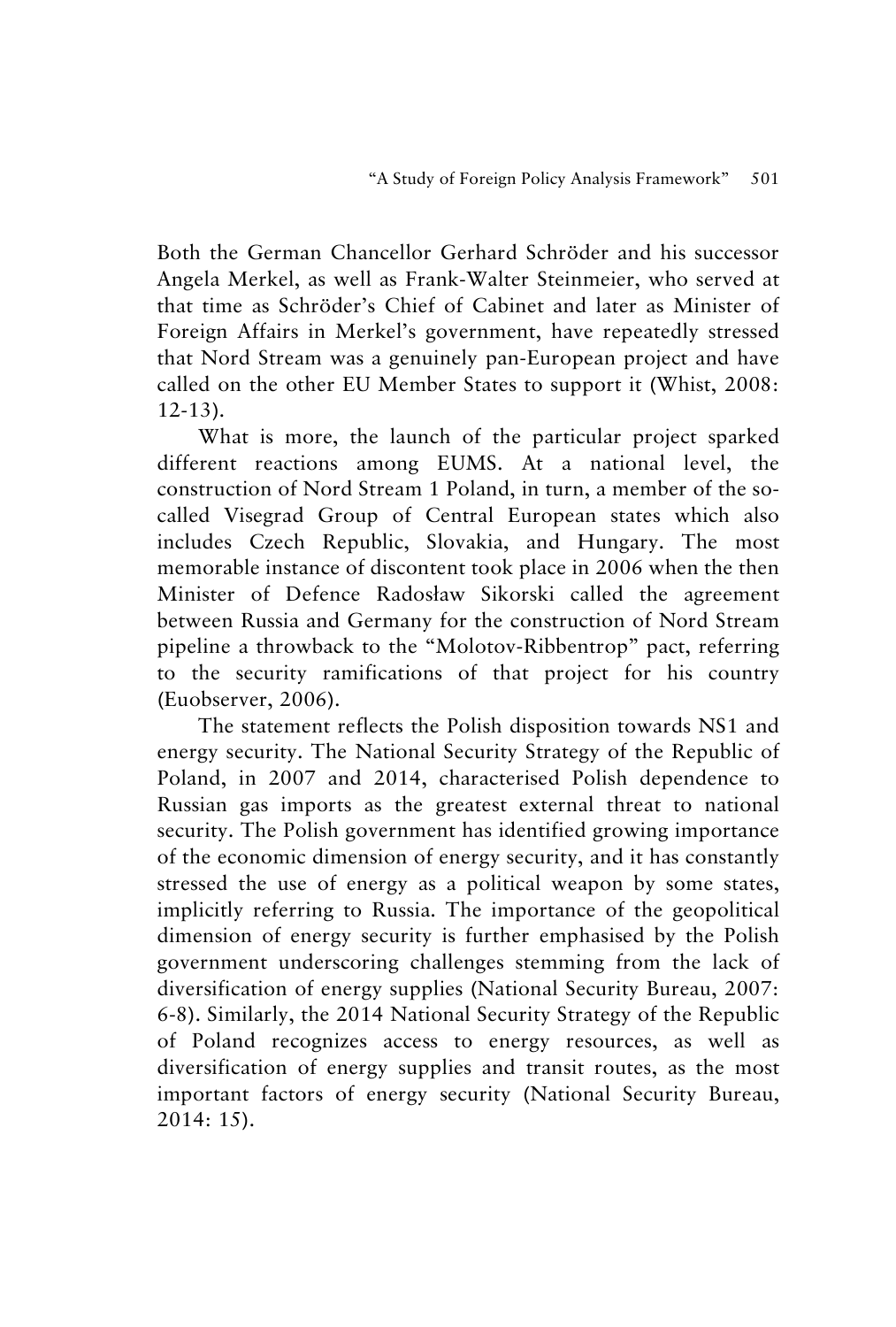Both the German Chancellor Gerhard Schröder and his successor Angela Merkel, as well as Frank-Walter Steinmeier, who served at that time as Schröder's Chief of Cabinet and later as Minister of Foreign Affairs in Merkel's government, have repeatedly stressed that Nord Stream was a genuinely pan-European project and have called on the other EU Member States to support it (Whist, 2008: 12-13).

What is more, the launch of the particular project sparked different reactions among EUMS. At a national level, the construction of Nord Stream 1 Poland, in turn, a member of the so-called Visegrad Group of Central European states which also includes Czech Republic, Slovakia, and Hungary. The most memorable instance of discontent took place in 2006 when the then Minister of Defence Radosław Sikorski called the agreement between Russia and Germany for the construction of Nord Stream pipeline a throwback to the "Molotov-Ribbentrop" pact, referring to the security ramifications of that project for his country (Euobserver, 2006).

The statement reflects the Polish disposition towards NS1 and energy security. The National Security Strategy of the Republic of Poland, in 2007 and 2014, characterised Polish dependence to Russian gas imports as the greatest external threat to national security. The Polish government has identified growing importance of the economic dimension of energy security, and it has constantly stressed the use of energy as a political weapon by some states, implicitly referring to Russia. The importance of the geopolitical dimension of energy security is further emphasised by the Polish government underscoring challenges stemming from the lack of diversification of energy supplies (National Security Bureau, 2007: 6-8). Similarly, the 2014 National Security Strategy of the Republic of Poland recognizes access to energy resources, as well as diversification of energy supplies and transit routes, as the most important factors of energy security (National Security Bureau, 2014: 15).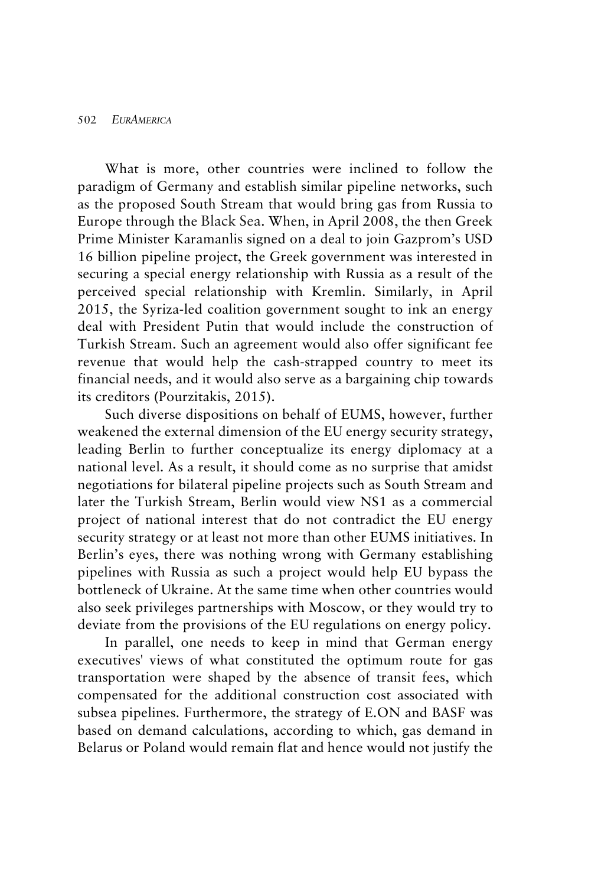What is more, other countries were inclined to follow the paradigm of Germany and establish similar pipeline networks, such as the proposed South Stream that would bring gas from Russia to Europe through the Black Sea. When, in April 2008, the then Greek Prime Minister Karamanlis signed on a deal to join Gazprom's USD 16 billion pipeline project, the Greek government was interested in securing a special energy relationship with Russia as a result of the perceived special relationship with Kremlin. Similarly, in April 2015, the Syriza-led coalition government sought to ink an energy deal with President Putin that would include the construction of Turkish Stream. Such an agreement would also offer significant fee revenue that would help the cash-strapped country to meet its financial needs, and it would also serve as a bargaining chip towards its creditors (Pourzitakis, 2015).

Such diverse dispositions on behalf of EUMS, however, further weakened the external dimension of the EU energy security strategy, leading Berlin to further conceptualize its energy diplomacy at a national level. As a result, it should come as no surprise that amidst negotiations for bilateral pipeline projects such as South Stream and later the Turkish Stream, Berlin would view NS1 as a commercial project of national interest that do not contradict the EU energy security strategy or at least not more than other EUMS initiatives. In Berlin's eyes, there was nothing wrong with Germany establishing pipelines with Russia as such a project would help EU bypass the bottleneck of Ukraine. At the same time when other countries would also seek privileges partnerships with Moscow, or they would try to deviate from the provisions of the EU regulations on energy policy.

In parallel, one needs to keep in mind that German energy executives' views of what constituted the optimum route for gas transportation were shaped by the absence of transit fees, which compensated for the additional construction cost associated with subsea pipelines. Furthermore, the strategy of E.ON and BASF was based on demand calculations, according to which, gas demand in Belarus or Poland would remain flat and hence would not justify the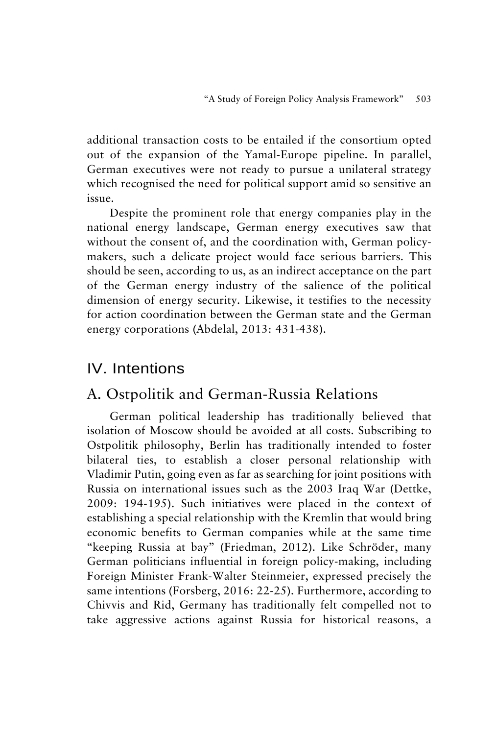additional transaction costs to be entailed if the consortium opted out of the expansion of the Yamal-Europe pipeline. In parallel, German executives were not ready to pursue a unilateral strategy which recognised the need for political support amid so sensitive an issue.

Despite the prominent role that energy companies play in the national energy landscape, German energy executives saw that without the consent of, and the coordination with, German policy-makers, such a delicate project would face serious barriers. This should be seen, according to us, as an indirect acceptance on the part of the German energy industry of the salience of the political dimension of energy security. Likewise, it testifies to the necessity for action coordination between the German state and the German energy corporations (Abdelal, 2013: 431-438).

## IV. Intentions

### A. Ostpolitik and German-Russia Relations

German political leadership has traditionally believed that isolation of Moscow should be avoided at all costs. Subscribing to Ostpolitik philosophy, Berlin has traditionally intended to foster bilateral ties, to establish a closer personal relationship with Vladimir Putin, going even as far as searching for joint positions with Russia on international issues such as the 2003 Iraq War (Dettke, 2009: 194-195). Such initiatives were placed in the context of establishing a special relationship with the Kremlin that would bring economic benefits to German companies while at the same time "keeping Russia at bay" (Friedman, 2012). Like Schröder, many German politicians influential in foreign policy-making, including Foreign Minister Frank-Walter Steinmeier, expressed precisely the same intentions (Forsberg, 2016: 22-25). Furthermore, according to Chivvis and Rid, Germany has traditionally felt compelled not to take aggressive actions against Russia for historical reasons, a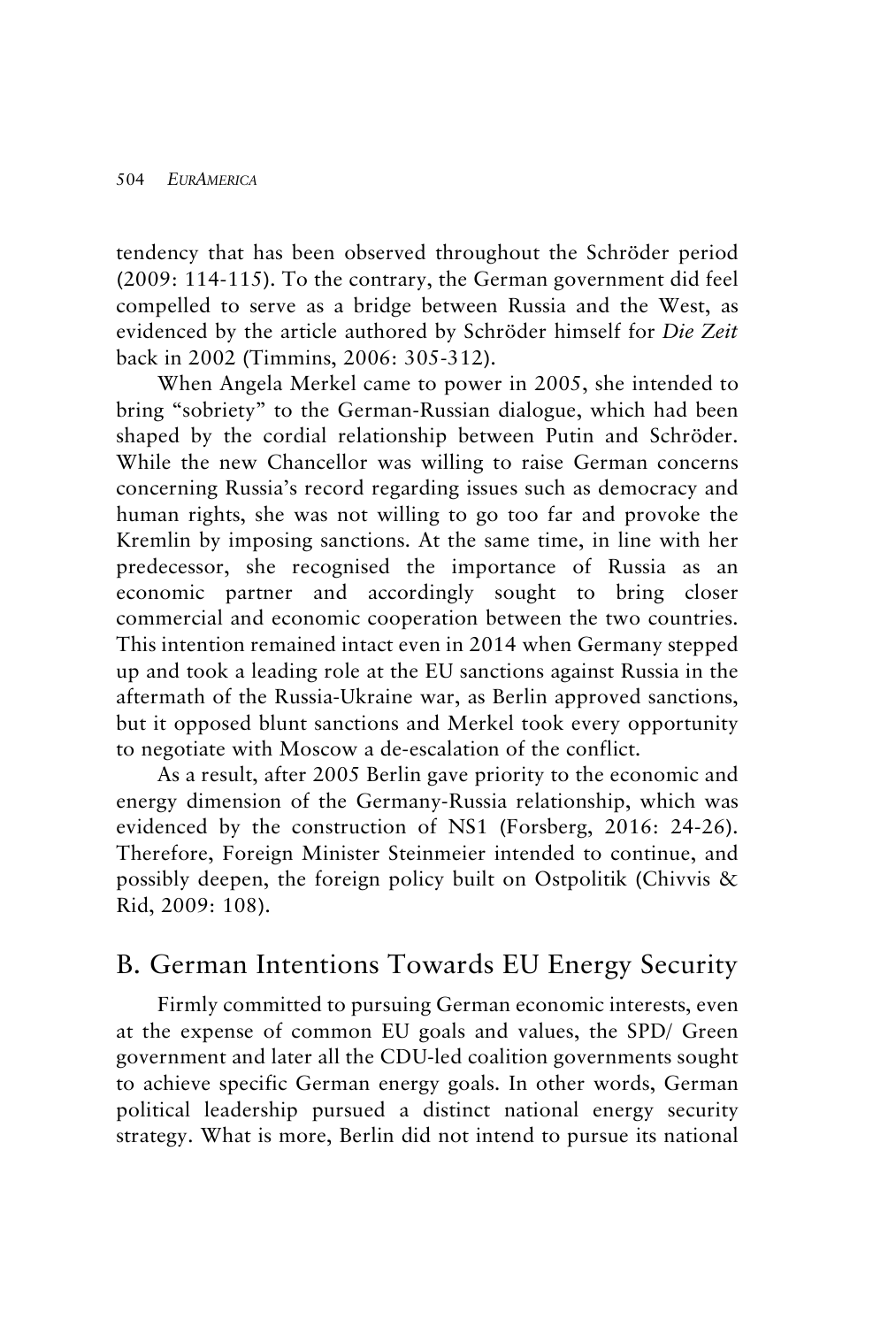tendency that has been observed throughout the Schröder period (2009: 114-115). To the contrary, the German government did feel compelled to serve as a bridge between Russia and the West, as evidenced by the article authored by Schröder himself for *Die Zeit* back in 2002 (Timmins, 2006: 305-312).

When Angela Merkel came to power in 2005, she intended to bring "sobriety" to the German-Russian dialogue, which had been shaped by the cordial relationship between Putin and Schröder. While the new Chancellor was willing to raise German concerns concerning Russia's record regarding issues such as democracy and human rights, she was not willing to go too far and provoke the Kremlin by imposing sanctions. At the same time, in line with her predecessor, she recognised the importance of Russia as an economic partner and accordingly sought to bring closer commercial and economic cooperation between the two countries. This intention remained intact even in 2014 when Germany stepped up and took a leading role at the EU sanctions against Russia in the aftermath of the Russia-Ukraine war, as Berlin approved sanctions, but it opposed blunt sanctions and Merkel took every opportunity to negotiate with Moscow a de-escalation of the conflict.

As a result, after 2005 Berlin gave priority to the economic and energy dimension of the Germany-Russia relationship, which was evidenced by the construction of NS1 (Forsberg, 2016: 24-26). Therefore, Foreign Minister Steinmeier intended to continue, and possibly deepen, the foreign policy built on Ostpolitik (Chivvis & Rid, 2009: 108).

## B. German Intentions Towards EU Energy Security

Firmly committed to pursuing German economic interests, even at the expense of common EU goals and values, the SPD/ Green government and later all the CDU-led coalition governments sought to achieve specific German energy goals. In other words, German political leadership pursued a distinct national energy security strategy. What is more, Berlin did not intend to pursue its national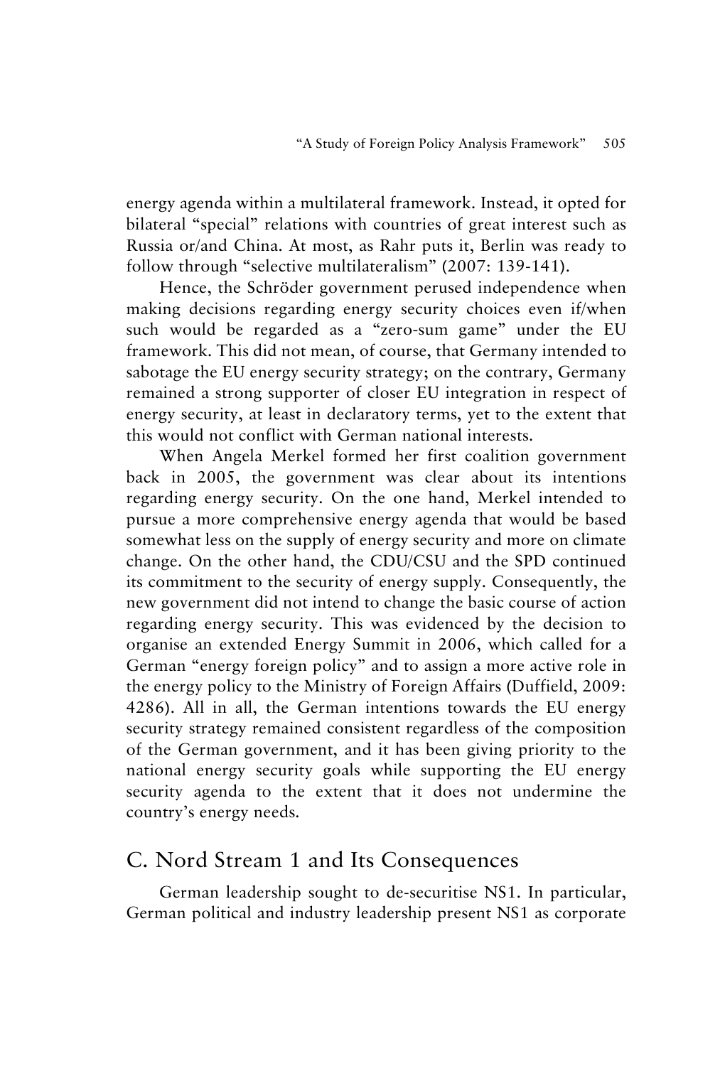energy agenda within a multilateral framework. Instead, it opted for bilateral "special" relations with countries of great interest such as Russia or/and China. At most, as Rahr puts it, Berlin was ready to follow through "selective multilateralism" (2007: 139-141).

Hence, the Schröder government perused independence when making decisions regarding energy security choices even if/when such would be regarded as a "zero-sum game" under the EU framework. This did not mean, of course, that Germany intended to sabotage the EU energy security strategy; on the contrary, Germany remained a strong supporter of closer EU integration in respect of energy security, at least in declaratory terms, yet to the extent that this would not conflict with German national interests.

When Angela Merkel formed her first coalition government back in 2005, the government was clear about its intentions regarding energy security. On the one hand, Merkel intended to pursue a more comprehensive energy agenda that would be based somewhat less on the supply of energy security and more on climate change. On the other hand, the CDU/CSU and the SPD continued its commitment to the security of energy supply. Consequently, the new government did not intend to change the basic course of action regarding energy security. This was evidenced by the decision to organise an extended Energy Summit in 2006, which called for a German "energy foreign policy" and to assign a more active role in the energy policy to the Ministry of Foreign Affairs (Duffield, 2009: 4286). All in all, the German intentions towards the EU energy security strategy remained consistent regardless of the composition of the German government, and it has been giving priority to the national energy security goals while supporting the EU energy security agenda to the extent that it does not undermine the country's energy needs.

## C. Nord Stream 1 and Its Consequences

German leadership sought to de-securitise NS1. In particular, German political and industry leadership present NS1 as corporate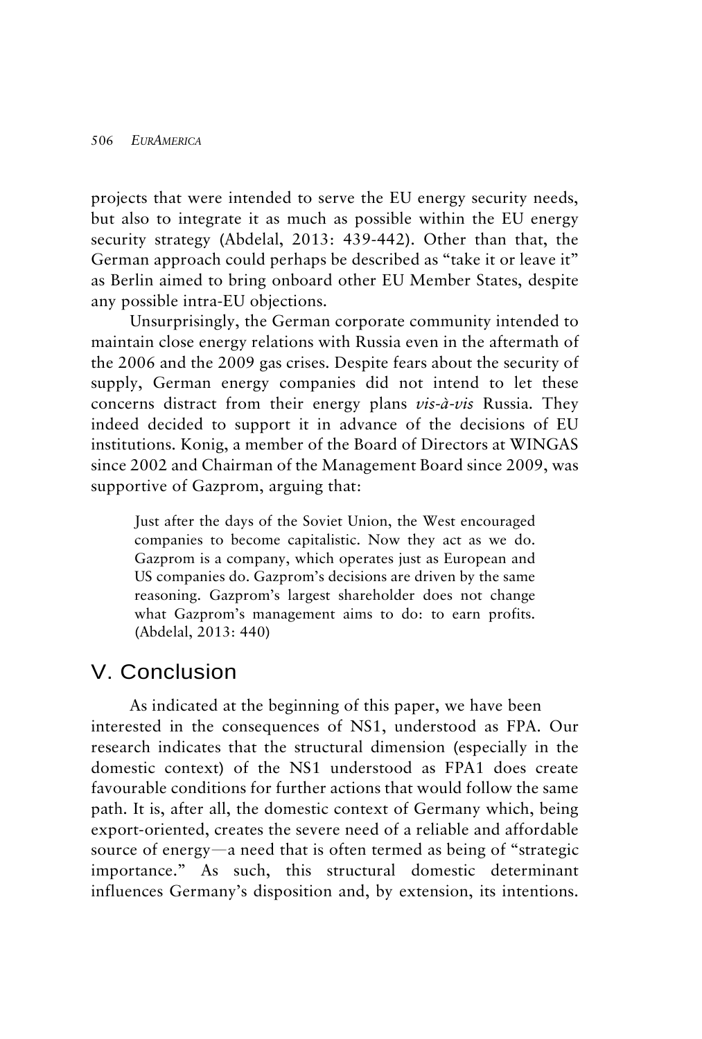projects that were intended to serve the EU energy security needs, but also to integrate it as much as possible within the EU energy security strategy (Abdelal, 2013: 439-442). Other than that, the German approach could perhaps be described as "take it or leave it" as Berlin aimed to bring onboard other EU Member States, despite any possible intra-EU objections.

Unsurprisingly, the German corporate community intended to maintain close energy relations with Russia even in the aftermath of the 2006 and the 2009 gas crises. Despite fears about the security of supply, German energy companies did not intend to let these concerns distract from their energy plans *vis-à-vis* Russia. They indeed decided to support it in advance of the decisions of EU institutions. Konig, a member of the Board of Directors at WINGAS since 2002 and Chairman of the Management Board since 2009, was supportive of Gazprom, arguing that:

> Just after the days of the Soviet Union, the West encouraged companies to become capitalistic. Now they act as we do. Gazprom is a company, which operates just as European and US companies do. Gazprom's decisions are driven by the same reasoning. Gazprom's largest shareholder does not change what Gazprom's management aims to do: to earn profits. (Abdelal, 2013: 440)

## V. Conclusion

As indicated at the beginning of this paper, we have been interested in the consequences of NS1, understood as FPA. Our research indicates that the structural dimension (especially in the domestic context) of the NS1 understood as FPA1 does create favourable conditions for further actions that would follow the same path. It is, after all, the domestic context of Germany which, being export-oriented, creates the severe need of a reliable and affordable source of energy—a need that is often termed as being of "strategic importance." As such, this structural domestic determinant influences Germany's disposition and, by extension, its intentions.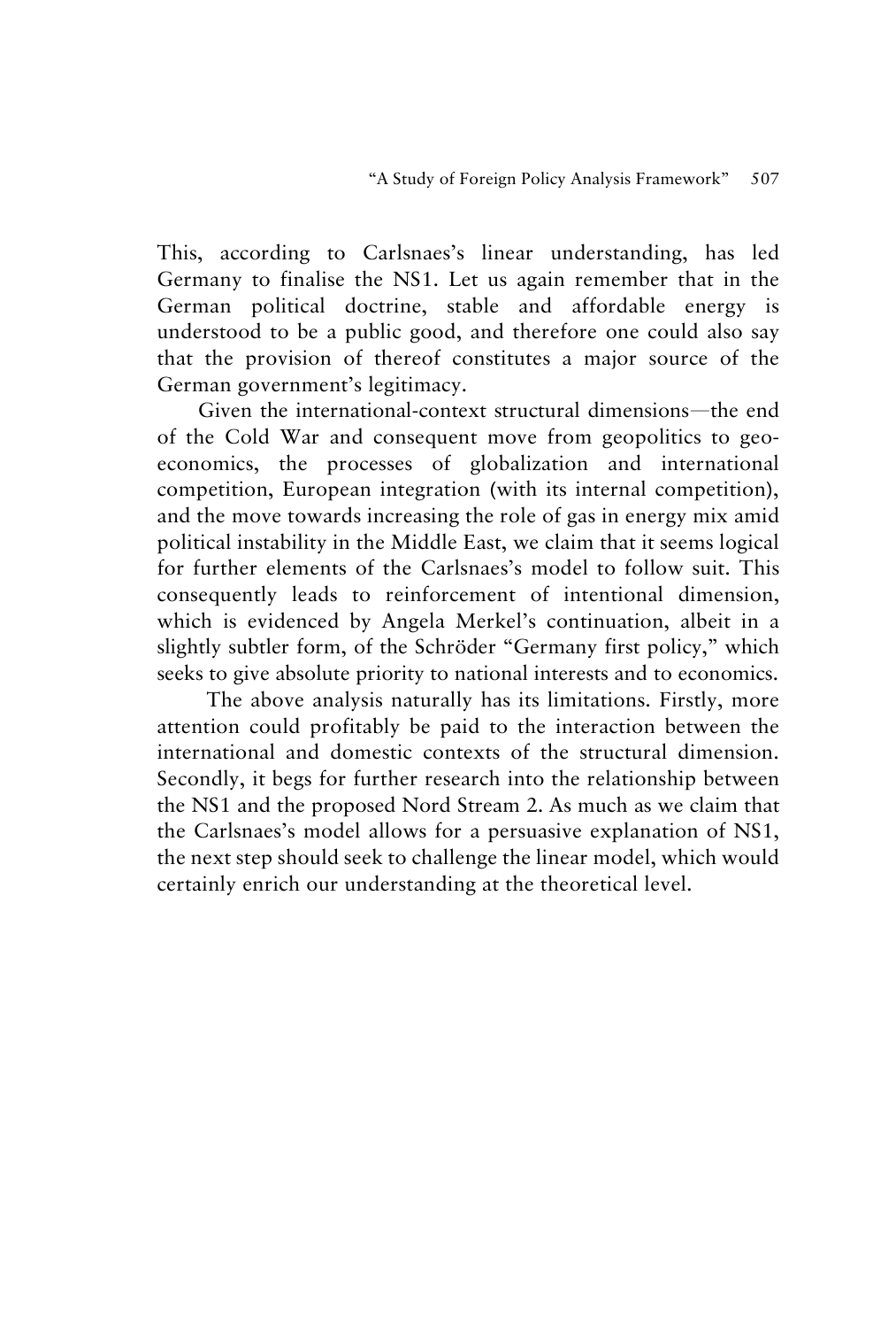This, according to Carlsnaes's linear understanding, has led Germany to finalise the NS1. Let us again remember that in the German political doctrine, stable and affordable energy is understood to be a public good, and therefore one could also say that the provision of thereof constitutes a major source of the German government's legitimacy.

Given the international-context structural dimensions—the end of the Cold War and consequent move from geopolitics to geo-economics, the processes of globalization and international competition, European integration (with its internal competition), and the move towards increasing the role of gas in energy mix amid political instability in the Middle East, we claim that it seems logical for further elements of the Carlsnaes's model to follow suit. This consequently leads to reinforcement of intentional dimension, which is evidenced by Angela Merkel's continuation, albeit in a slightly subtler form, of the Schröder "Germany first policy," which seeks to give absolute priority to national interests and to economics.

The above analysis naturally has its limitations. Firstly, more attention could profitably be paid to the interaction between the international and domestic contexts of the structural dimension. Secondly, it begs for further research into the relationship between the NS1 and the proposed Nord Stream 2. As much as we claim that the Carlsnaes's model allows for a persuasive explanation of NS1, the next step should seek to challenge the linear model, which would certainly enrich our understanding at the theoretical level.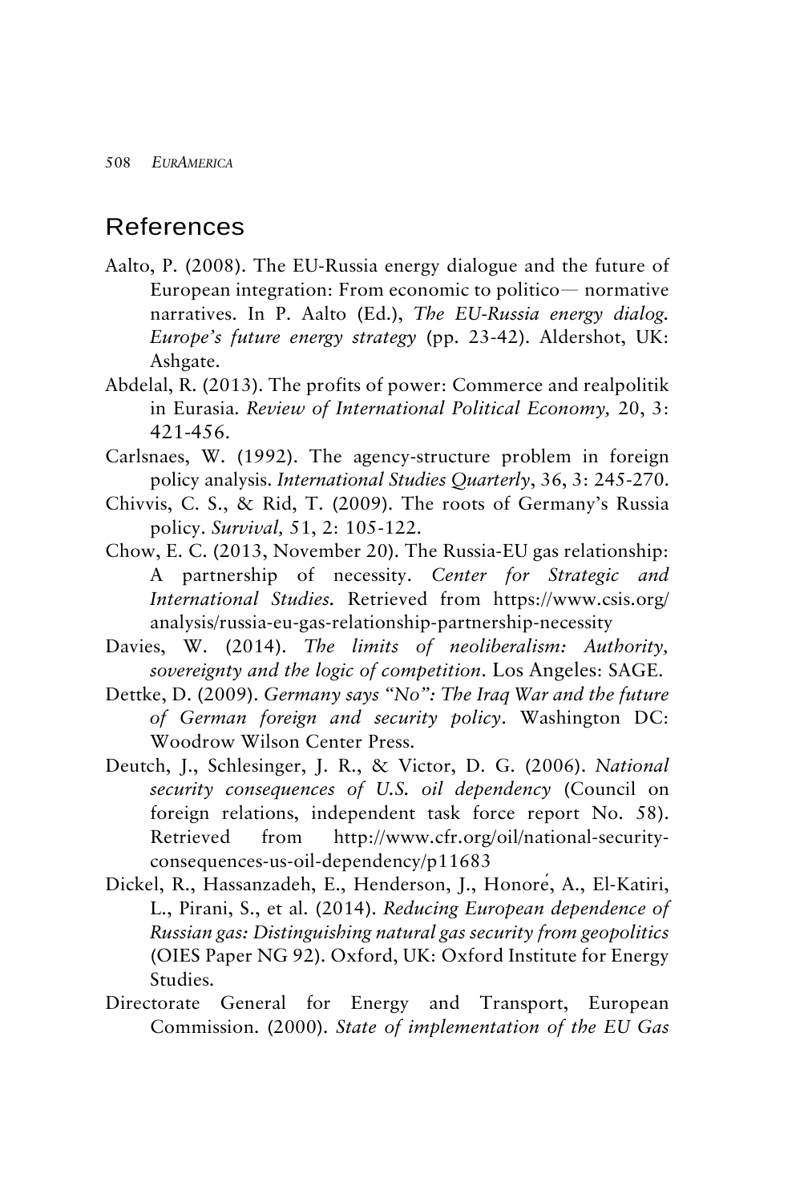## References

Aalto, P. (2008). The EU-Russia energy dialogue and the future of European integration: From economic to politico— normative narratives. In P. Aalto (Ed.), *The EU-Russia energy dialog. Europe's future energy strategy* (pp. 23-42). Aldershot, UK: Ashgate.

Abdelal, R. (2013). The profits of power: Commerce and realpolitik in Eurasia. *Review of International Political Economy,* 20, 3: 421-456.

Carlsnaes, W. (1992). The agency-structure problem in foreign policy analysis. *International Studies Quarterly*, 36, 3: 245-270.

Chivvis, C. S., & Rid, T. (2009). The roots of Germany's Russia policy. *Survival,* 51, 2: 105-122.

Chow, E. C. (2013, November 20). The Russia-EU gas relationship: A partnership of necessity. *Center for Strategic and International Studies.* Retrieved from https://www.csis.org/analysis/russia-eu-gas-relationship-partnership-necessity

Davies, W. (2014). *The limits of neoliberalism: Authority, sovereignty and the logic of competition*. Los Angeles: SAGE.

Dettke, D. (2009). *Germany says "No": The Iraq War and the future of German foreign and security policy*. Washington DC: Woodrow Wilson Center Press.

Deutch, J., Schlesinger, J. R., & Victor, D. G. (2006). *National security consequences of U.S. oil dependency* (Council on foreign relations, independent task force report No. 58). Retrieved from http://www.cfr.org/oil/national-security-consequences-us-oil-dependency/p11683

Dickel, R., Hassanzadeh, E., Henderson, J., Honoré, A., El-Katiri, L., Pirani, S., et al. (2014). *Reducing European dependence of Russian gas: Distinguishing natural gas security from geopolitics* (OIES Paper NG 92). Oxford, UK: Oxford Institute for Energy Studies.

Directorate General for Energy and Transport, European Commission. (2000). *State of implementation of the EU Gas*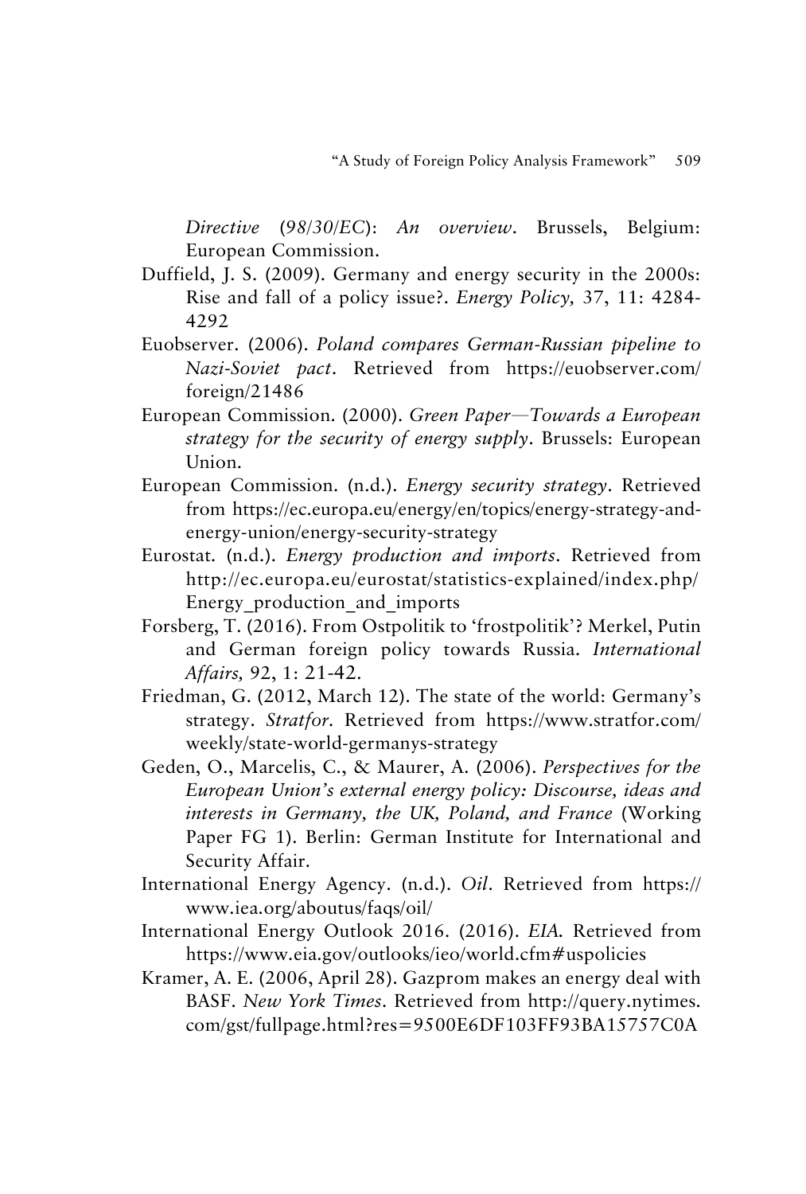*Directive* (*98/30/EC*): *An overview*. Brussels, Belgium: European Commission.

Duffield, J. S. (2009). Germany and energy security in the 2000s: Rise and fall of a policy issue?. *Energy Policy,* 37, 11: 4284-4292

Euobserver. (2006). *Poland compares German-Russian pipeline to Nazi-Soviet pact*. Retrieved from https://euobserver.com/foreign/21486

European Commission. (2000). *Green Paper—Towards a European strategy for the security of energy supply*. Brussels: European Union.

European Commission. (n.d.). *Energy security strategy*. Retrieved from https://ec.europa.eu/energy/en/topics/energy-strategy-and-energy-union/energy-security-strategy

Eurostat. (n.d.). *Energy production and imports*. Retrieved from http://ec.europa.eu/eurostat/statistics-explained/index.php/Energy_production_and_imports

Forsberg, T. (2016). From Ostpolitik to 'frostpolitik'? Merkel, Putin and German foreign policy towards Russia. *International Affairs,* 92, 1: 21-42.

Friedman, G. (2012, March 12). The state of the world: Germany's strategy. *Stratfor*. Retrieved from https://www.stratfor.com/weekly/state-world-germanys-strategy

Geden, O., Marcelis, C., & Maurer, A. (2006). *Perspectives for the European Union's external energy policy: Discourse, ideas and interests in Germany, the UK, Poland, and France* (Working Paper FG 1). Berlin: German Institute for International and Security Affair.

International Energy Agency. (n.d.). *Oil*. Retrieved from https://www.iea.org/aboutus/faqs/oil/

International Energy Outlook 2016. (2016). *EIA*. Retrieved from https://www.eia.gov/outlooks/ieo/world.cfm#uspolicies

Kramer, A. E. (2006, April 28). Gazprom makes an energy deal with BASF. *New York Times*. Retrieved from http://query.nytimes.com/gst/fullpage.html?res=9500E6DF103FF93BA15757C0A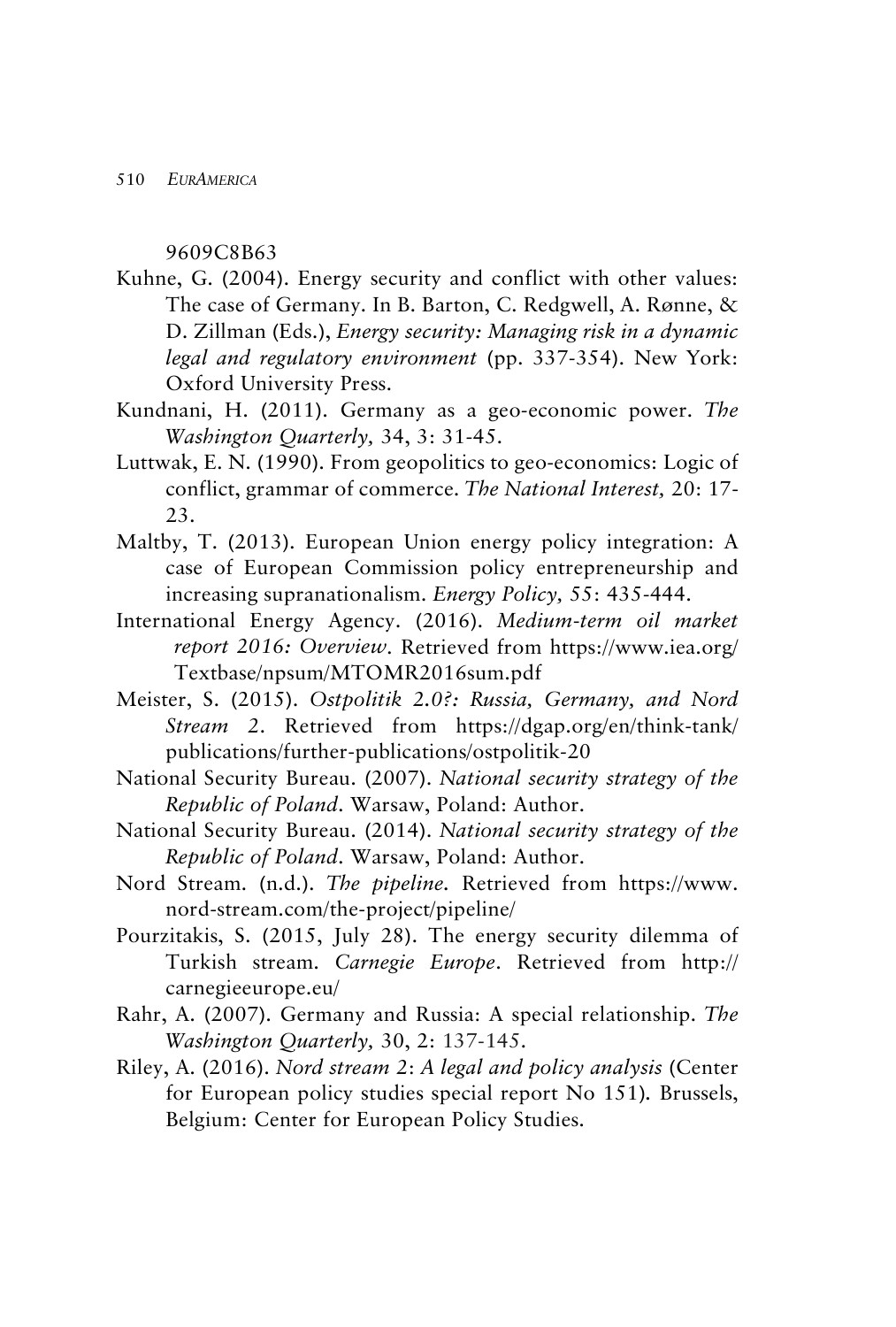9609C8B63

Kuhne, G. (2004). Energy security and conflict with other values: The case of Germany. In B. Barton, C. Redgwell, A. Rønne, & D. Zillman (Eds.), *Energy security: Managing risk in a dynamic legal and regulatory environment* (pp. 337-354). New York: Oxford University Press.

Kundnani, H. (2011). Germany as a geo-economic power. *The Washington Quarterly,* 34, 3: 31-45.

Luttwak, E. N. (1990). From geopolitics to geo-economics: Logic of conflict, grammar of commerce. *The National Interest,* 20: 17-23.

Maltby, T. (2013). European Union energy policy integration: A case of European Commission policy entrepreneurship and increasing supranationalism. *Energy Policy,* 55: 435-444.

International Energy Agency. (2016). *Medium-term oil market report 2016: Overview*. Retrieved from https://www.iea.org/Textbase/npsum/MTOMR2016sum.pdf

Meister, S. (2015). *Ostpolitik 2.0?: Russia, Germany, and Nord Stream 2*. Retrieved from https://dgap.org/en/think-tank/publications/further-publications/ostpolitik-20

National Security Bureau. (2007). *National security strategy of the Republic of Poland*. Warsaw, Poland: Author.

National Security Bureau. (2014). *National security strategy of the Republic of Poland*. Warsaw, Poland: Author.

Nord Stream. (n.d.). *The pipeline*. Retrieved from https://www.nord-stream.com/the-project/pipeline/

Pourzitakis, S. (2015, July 28). The energy security dilemma of Turkish stream. *Carnegie Europe*. Retrieved from http://carnegieeurope.eu/

Rahr, A. (2007). Germany and Russia: A special relationship. *The Washington Quarterly,* 30, 2: 137-145.

Riley, A. (2016). *Nord stream 2: A legal and policy analysis* (Center for European policy studies special report No 151). Brussels, Belgium: Center for European Policy Studies.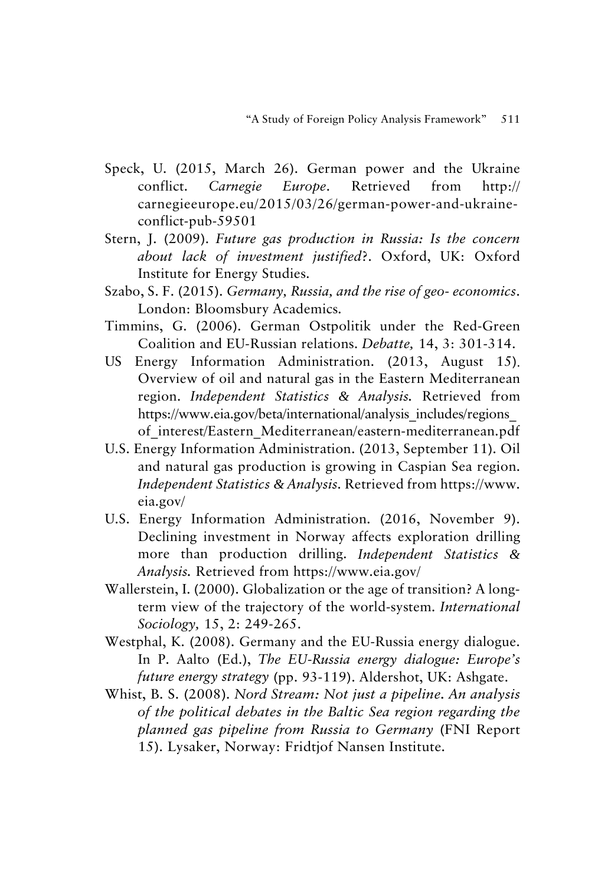Speck, U. (2015, March 26). German power and the Ukraine conflict. *Carnegie Europe*. Retrieved from http://carnegieeurope.eu/2015/03/26/german-power-and-ukraine-conflict-pub-59501

Stern, J. (2009). *Future gas production in Russia: Is the concern about lack of investment justified*?. Oxford, UK: Oxford Institute for Energy Studies.

Szabo, S. F. (2015). *Germany, Russia, and the rise of geo- economics*. London: Bloomsbury Academics.

Timmins, G. (2006). German Ostpolitik under the Red-Green Coalition and EU-Russian relations. *Debatte,* 14, 3: 301-314.

US Energy Information Administration. (2013, August 15). Overview of oil and natural gas in the Eastern Mediterranean region. *Independent Statistics & Analysis.* Retrieved from https://www.eia.gov/beta/international/analysis_includes/regions_of_interest/Eastern_Mediterranean/eastern-mediterranean.pdf

U.S. Energy Information Administration. (2013, September 11). Oil and natural gas production is growing in Caspian Sea region. *Independent Statistics & Analysis*. Retrieved from https://www.eia.gov/

U.S. Energy Information Administration. (2016, November 9). Declining investment in Norway affects exploration drilling more than production drilling. *Independent Statistics & Analysis.* Retrieved from https://www.eia.gov/

Wallerstein, I. (2000). Globalization or the age of transition? A long-term view of the trajectory of the world-system. *International Sociology,* 15, 2: 249-265.

Westphal, K. (2008). Germany and the EU-Russia energy dialogue. In P. Aalto (Ed.), *The EU-Russia energy dialogue: Europe's future energy strategy* (pp. 93-119). Aldershot, UK: Ashgate.

Whist, B. S. (2008). *Nord Stream: Not just a pipeline. An analysis of the political debates in the Baltic Sea region regarding the planned gas pipeline from Russia to Germany* (FNI Report 15). Lysaker, Norway: Fridtjof Nansen Institute.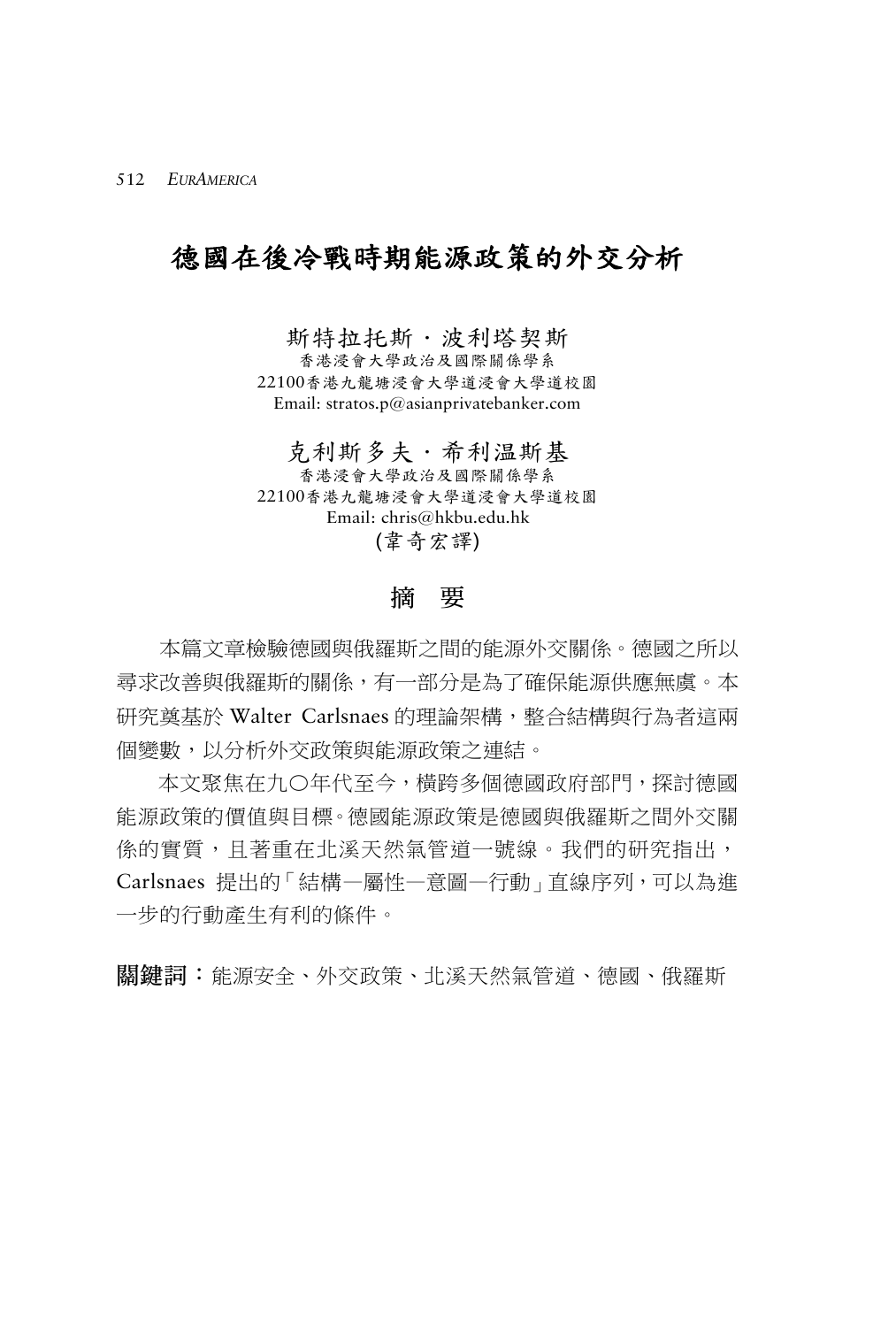# 德國在後冷戰時期能源政策的外交分析

斯特拉托斯．波利塔契斯

香港浸會大學政治及國際關係學系

22100香港九龍塘浸會大學道浸會大學道校園

Email: stratos.p@asianprivatebanker.com

克利斯多夫．希利温斯基

香港浸會大學政治及國際關係學系

22100香港九龍塘浸會大學道浸會大學道校園

Email: chris@hkbu.edu.hk

(韋奇宏譯)

## 摘　要

本篇文章檢驗德國與俄羅斯之間的能源外交關係。德國之所以尋求改善與俄羅斯的關係，有一部分是為了確保能源供應無虞。本研究奠基於 Walter Carlsnaes 的理論架構，整合結構與行為者這兩個變數，以分析外交政策與能源政策之連結。

本文聚焦在九〇年代至今，橫跨多個德國政府部門，探討德國能源政策的價值與目標。德國能源政策是德國與俄羅斯之間外交關係的實質，且著重在北溪天然氣管道一號線。我們的研究指出，Carlsnaes 提出的「結構—屬性—意圖—行動」直線序列，可以為進一步的行動產生有利的條件。

**關鍵詞：**能源安全、外交政策、北溪天然氣管道、德國、俄羅斯